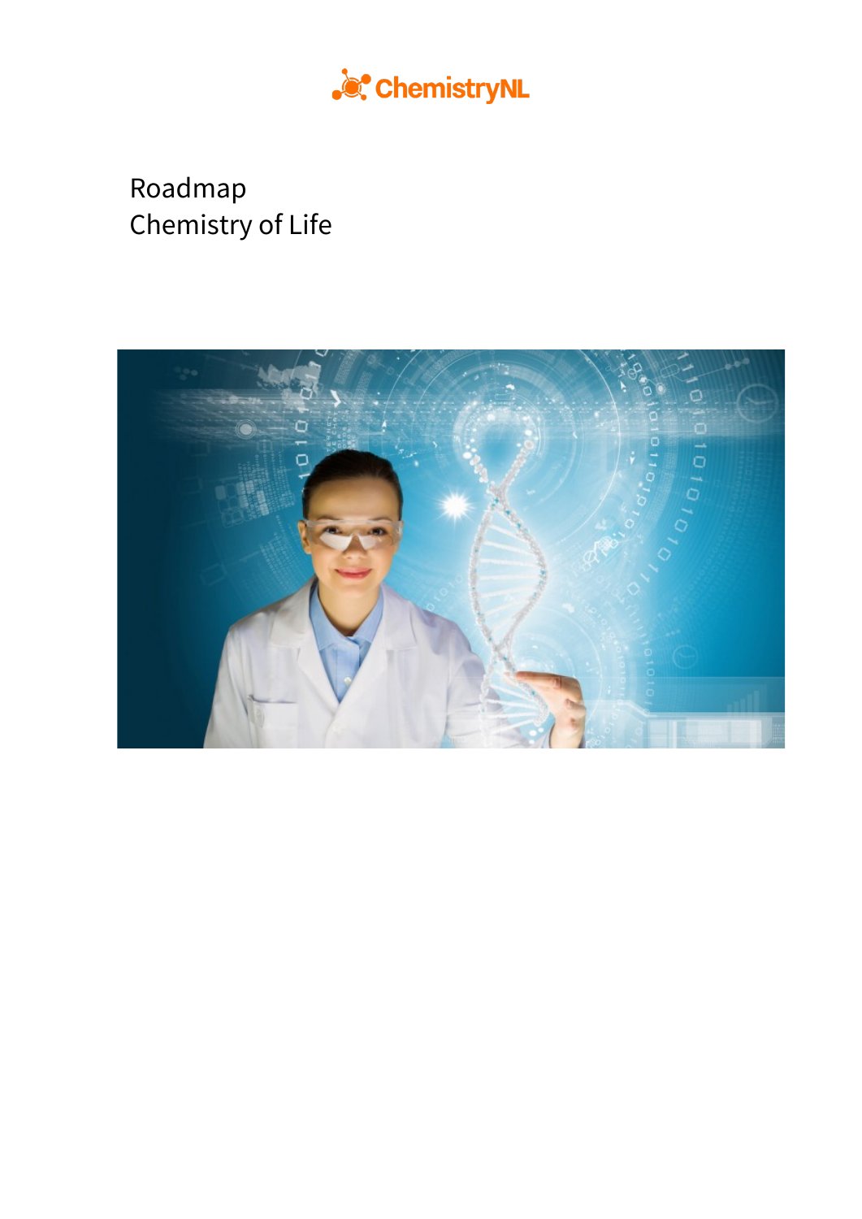ChemistryNL

# Roadmap
# Chemistry of Life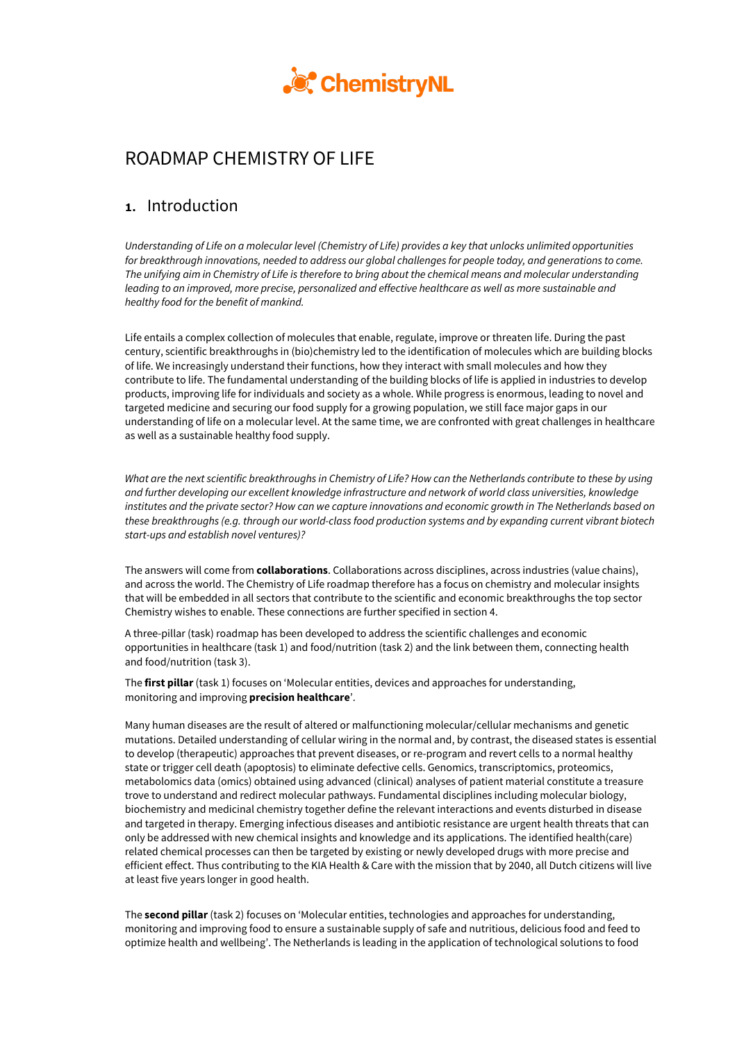ChemistryNL

# ROADMAP CHEMISTRY OF LIFE

## 1. Introduction

*Understanding of Life on a molecular level (Chemistry of Life) provides a key that unlocks unlimited opportunities for breakthrough innovations, needed to address our global challenges for people today, and generations to come. The unifying aim in Chemistry of Life is therefore to bring about the chemical means and molecular understanding leading to an improved, more precise, personalized and effective healthcare as well as more sustainable and healthy food for the benefit of mankind.*

Life entails a complex collection of molecules that enable, regulate, improve or threaten life. During the past century, scientific breakthroughs in (bio)chemistry led to the identification of molecules which are building blocks of life. We increasingly understand their functions, how they interact with small molecules and how they contribute to life. The fundamental understanding of the building blocks of life is applied in industries to develop products, improving life for individuals and society as a whole. While progress is enormous, leading to novel and targeted medicine and securing our food supply for a growing population, we still face major gaps in our understanding of life on a molecular level. At the same time, we are confronted with great challenges in healthcare as well as a sustainable healthy food supply.

*What are the next scientific breakthroughs in Chemistry of Life? How can the Netherlands contribute to these by using and further developing our excellent knowledge infrastructure and network of world class universities, knowledge institutes and the private sector? How can we capture innovations and economic growth in The Netherlands based on these breakthroughs (e.g. through our world-class food production systems and by expanding current vibrant biotech start-ups and establish novel ventures)?*

The answers will come from **collaborations**. Collaborations across disciplines, across industries (value chains), and across the world. The Chemistry of Life roadmap therefore has a focus on chemistry and molecular insights that will be embedded in all sectors that contribute to the scientific and economic breakthroughs the top sector Chemistry wishes to enable. These connections are further specified in section 4.

A three-pillar (task) roadmap has been developed to address the scientific challenges and economic opportunities in healthcare (task 1) and food/nutrition (task 2) and the link between them, connecting health and food/nutrition (task 3).

The **first pillar** (task 1) focuses on 'Molecular entities, devices and approaches for understanding, monitoring and improving **precision healthcare**'.

Many human diseases are the result of altered or malfunctioning molecular/cellular mechanisms and genetic mutations. Detailed understanding of cellular wiring in the normal and, by contrast, the diseased states is essential to develop (therapeutic) approaches that prevent diseases, or re-program and revert cells to a normal healthy state or trigger cell death (apoptosis) to eliminate defective cells. Genomics, transcriptomics, proteomics, metabolomics data (omics) obtained using advanced (clinical) analyses of patient material constitute a treasure trove to understand and redirect molecular pathways. Fundamental disciplines including molecular biology, biochemistry and medicinal chemistry together define the relevant interactions and events disturbed in disease and targeted in therapy. Emerging infectious diseases and antibiotic resistance are urgent health threats that can only be addressed with new chemical insights and knowledge and its applications. The identified health(care) related chemical processes can then be targeted by existing or newly developed drugs with more precise and efficient effect. Thus contributing to the KIA Health & Care with the mission that by 2040, all Dutch citizens will live at least five years longer in good health.

The **second pillar** (task 2) focuses on 'Molecular entities, technologies and approaches for understanding, monitoring and improving food to ensure a sustainable supply of safe and nutritious, delicious food and feed to optimize health and wellbeing'. The Netherlands is leading in the application of technological solutions to food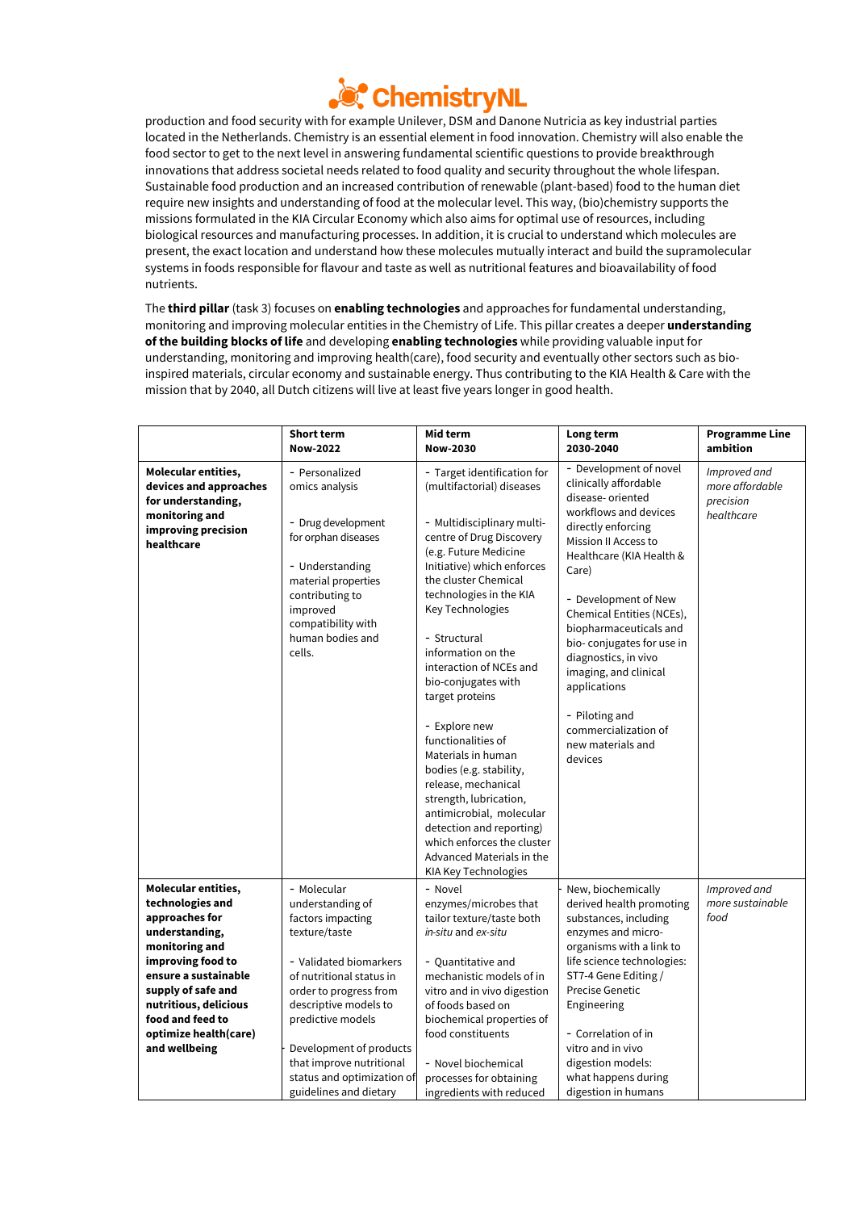production and food security with for example Unilever, DSM and Danone Nutricia as key industrial parties located in the Netherlands. Chemistry is an essential element in food innovation. Chemistry will also enable the food sector to get to the next level in answering fundamental scientific questions to provide breakthrough innovations that address societal needs related to food quality and security throughout the whole lifespan. Sustainable food production and an increased contribution of renewable (plant-based) food to the human diet require new insights and understanding of food at the molecular level. This way, (bio)chemistry supports the missions formulated in the KIA Circular Economy which also aims for optimal use of resources, including biological resources and manufacturing processes. In addition, it is crucial to understand which molecules are present, the exact location and understand how these molecules mutually interact and build the supramolecular systems in foods responsible for flavour and taste as well as nutritional features and bioavailability of food nutrients.

The **third pillar** (task 3) focuses on **enabling technologies** and approaches for fundamental understanding, monitoring and improving molecular entities in the Chemistry of Life. This pillar creates a deeper **understanding of the building blocks of life** and developing **enabling technologies** while providing valuable input for understanding, monitoring and improving health(care), food security and eventually other sectors such as bio-inspired materials, circular economy and sustainable energy. Thus contributing to the KIA Health & Care with the mission that by 2040, all Dutch citizens will live at least five years longer in good health.

| | **Short term Now-2022** | **Mid term Now-2030** | **Long term 2030-2040** | **Programme Line ambition** |
|---|---|---|---|---|
| **Molecular entities, devices and approaches for understanding, monitoring and improving precision healthcare** | - Personalized omics analysis<br><br>- Drug development for orphan diseases<br><br>- Understanding material properties contributing to improved compatibility with human bodies and cells. | - Target identification for (multifactorial) diseases<br><br>- Multidisciplinary multi-centre of Drug Discovery (e.g. Future Medicine Initiative) which enforces the cluster Chemical technologies in the KIA Key Technologies<br><br>- Structural information on the interaction of NCEs and bio-conjugates with target proteins<br><br>- Explore new functionalities of Materials in human bodies (e.g. stability, release, mechanical strength, lubrication, antimicrobial, molecular detection and reporting) which enforces the cluster Advanced Materials in the KIA Key Technologies | - Development of novel clinically affordable disease- oriented workflows and devices directly enforcing Mission II Access to Healthcare (KIA Health & Care)<br><br>- Development of New Chemical Entities (NCEs), biopharmaceuticals and bio- conjugates for use in diagnostics, in vivo imaging, and clinical applications<br><br>- Piloting and commercialization of new materials and devices | *Improved and more affordable precision healthcare* |
| **Molecular entities, technologies and approaches for understanding, monitoring and improving food to ensure a sustainable supply of safe and nutritious, delicious food and feed to optimize health(care) and wellbeing** | - Molecular understanding of factors impacting texture/taste<br><br>- Validated biomarkers of nutritional status in order to progress from descriptive models to predictive models<br><br>- Development of products that improve nutritional status and optimization of guidelines and dietary | - Novel enzymes/microbes that tailor texture/taste both *in-situ* and *ex-situ*<br><br>- Quantitative and mechanistic models of in vitro and in vivo digestion of foods based on biochemical properties of food constituents<br><br>- Novel biochemical processes for obtaining ingredients with reduced | - New, biochemically derived health promoting substances, including enzymes and micro-organisms with a link to life science technologies: ST7-4 Gene Editing / Precise Genetic Engineering<br><br>- Correlation of in vitro and in vivo digestion models: what happens during digestion in humans | *Improved and more sustainable food* |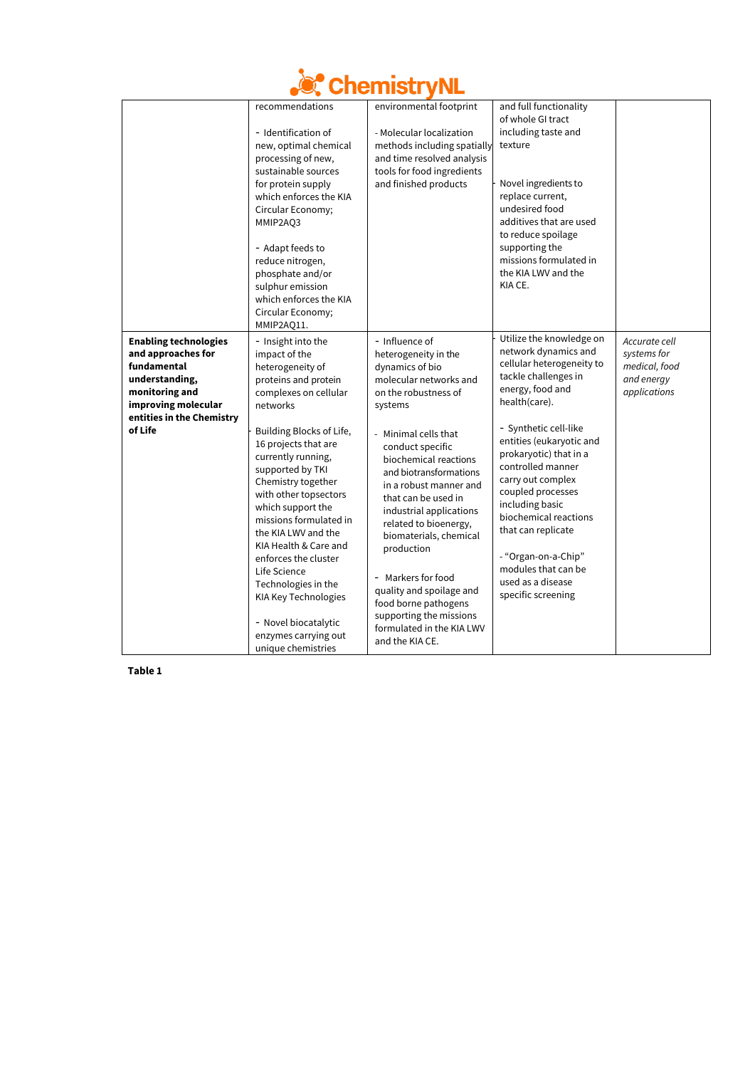| | | | | |
|---|---|---|---|---|
| | recommendations<br><br>- Identification of new, optimal chemical processing of new, sustainable sources for protein supply which enforces the KIA Circular Economy; MMIP2AQ3<br><br>- Adapt feeds to reduce nitrogen, phosphate and/or sulphur emission which enforces the KIA Circular Economy; MMIP2AQ11. | environmental footprint<br><br>- Molecular localization methods including spatially and time resolved analysis tools for food ingredients and finished products | and full functionality of whole GI tract including taste and texture<br><br>- Novel ingredients to replace current, undesired food additives that are used to reduce spoilage supporting the missions formulated in the KIA LWV and the KIA CE. | |
| **Enabling technologies and approaches for fundamental understanding, monitoring and improving molecular entities in the Chemistry of Life** | - Insight into the impact of the heterogeneity of proteins and protein complexes on cellular networks<br><br>- Building Blocks of Life, 16 projects that are currently running, supported by TKI Chemistry together with other topsectors which support the missions formulated in the KIA LWV and the KIA Health & Care and enforces the cluster Life Science Technologies in the KIA Key Technologies<br><br>- Novel biocatalytic enzymes carrying out unique chemistries | - Influence of heterogeneity in the dynamics of bio molecular networks and on the robustness of systems<br><br>- Minimal cells that conduct specific biochemical reactions and biotransformations in a robust manner and that can be used in industrial applications related to bioenergy, biomaterials, chemical production<br><br>- Markers for food quality and spoilage and food borne pathogens supporting the missions formulated in the KIA LWV and the KIA CE. | Utilize the knowledge on network dynamics and cellular heterogeneity to tackle challenges in energy, food and health(care).<br><br>- Synthetic cell-like entities (eukaryotic and prokaryotic) that in a controlled manner carry out complex coupled processes including basic biochemical reactions that can replicate<br><br>- "Organ-on-a-Chip" modules that can be used as a disease specific screening | *Accurate cell systems for medical, food and energy applications* |

**Table 1**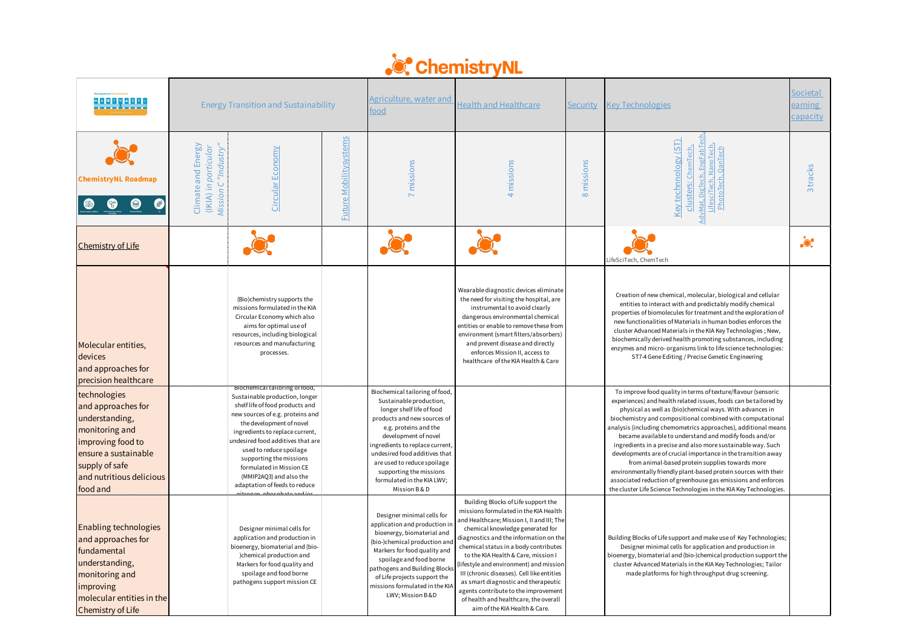# ChemistryNL

| | Energy Transition and Sustainability | | | Agriculture, water and food | Health and Healthcare | Security | Key Technologies | Societal earning capacity |
|---|---|---|---|---|---|---|---|---|
| **ChemistryNL Roadmap** | Climate and Energy (IKIA) in *particular Mission C "Industry"* | Circular Economy | Future Mobilitysystems | 7 missions | 4 missions | 8 missions | Key technnology (ST) clusters: ChemTech, AdvMat, DigTech, EngFabTech, LifesciTech, NanoTech, PhotoTech, QanTech | 3 tracks |
| Chemistry of Life | | ● | | ● | ● | | LifeSciTech, ChemTech | ● |
| Molecular entities, devices and approaches for precision healthcare | | (Bio)chemistry supports the missions formulated in the KIA Circular Economy which also aims for optimal use of resources, including biological resources and manufacturing processes. | | | Wearable diagnostic devices eliminate the need for visiting the hospital, are instrumental to avoid clearly dangerous environmental chemical entities or enable to remove these from environment (smart filters/absorbers) and prevent disease and directly enforces Mission II, access to healthcare of the KIA Health & Care | | Creation of new chemical, molecular, biological and cellular entities to interact with and predictably modify chemical properties of biomolecules for treatment and the exploration of new functionalities of Materials in human bodies enforces the cluster Advanced Materials in the KIA Key Technologies ; New, biochemically derived health promoting substances, including enzymes and micro- organisms link to life science technologies: ST7-4 Gene Editing / Precise Genetic Engineering | |
| technologies and approaches for understanding, monitoring and improving food to ensure a sustainable supply of safe and nutritious delicious food and | | Biochemical tailoring of food, Sustainable production, longer shelf life of food products and new sources of e.g. proteins and the development of novel ingredients to replace current, undesired food additives that are used to reduce spoilage supporting the missions formulated in Mission CE (MMIP2AQ3) and also the adaptation of feeds to reduce nitrogen, phosphate and/or | | Biochemical tailoring of food, Sustainable production, longer shelf life of food products and new sources of e.g. proteins and the development of novel ingredients to replace current, undesired food additives that are used to reduce spoilage supporting the missions formulated in the KIA LWV; Mission B & D | | | To improve food quality in terms of texture/flavour (sensoric experiences) and health related issues, foods can be tailored by physical as well as (bio)chemical ways. With advances in biochemistry and compositional combined with computational analysis (including chemometrics approaches), additional means became available to understand and modify foods and/or ingredients in a precise and also more sustainable way. Such developments are of crucial importance in the transition away from animal-based protein supplies towards more environmentally friendly plant-based protein sources with their associated reduction of greenhouse gas emissions and enforces the cluster Life Science Technologies in the KIA Key Technologies. | |
| Enabling technologies and approaches for fundamental understanding, monitoring and improving molecular entities in the Chemistry of Life | | Designer minimal cells for application and production in bioenergy, biomaterial and (bio-)chemical production and Markers for food quality and spoilage and food borne pathogens support mission CE | | Designer minimal cells for application and production in bioenergy, biomaterial and (bio-)chemical production and Markers for food quality and spoilage and food borne pathogens and Building Blocks of Life projects support the missions formulated in the KIA LWV; Mission B &D | Building Blocks of Life support the missions formulated in the KIA Health and Healthcare; Mission I, II and III; The chemical knowledge generated for diagnostics and the information on the chemical status in a body contributes to the KIA Health & Care, mission I (lifestyle and environment) and mission III (chronic diseases). Cell like entities as smart diagnostic and therapeutic agents contribute to the improvement of health and healthcare, the overall aim of the KIA Health & Care. | | Building Blocks of Life support and make use of Key Technologies; Designer minimal cells for application and production in bioenergy, biomaterial and (bio-)chemical production support the cluster Advanced Materials in the KIA Key Technologies; Tailor made platforms for high throughput drug screening. | |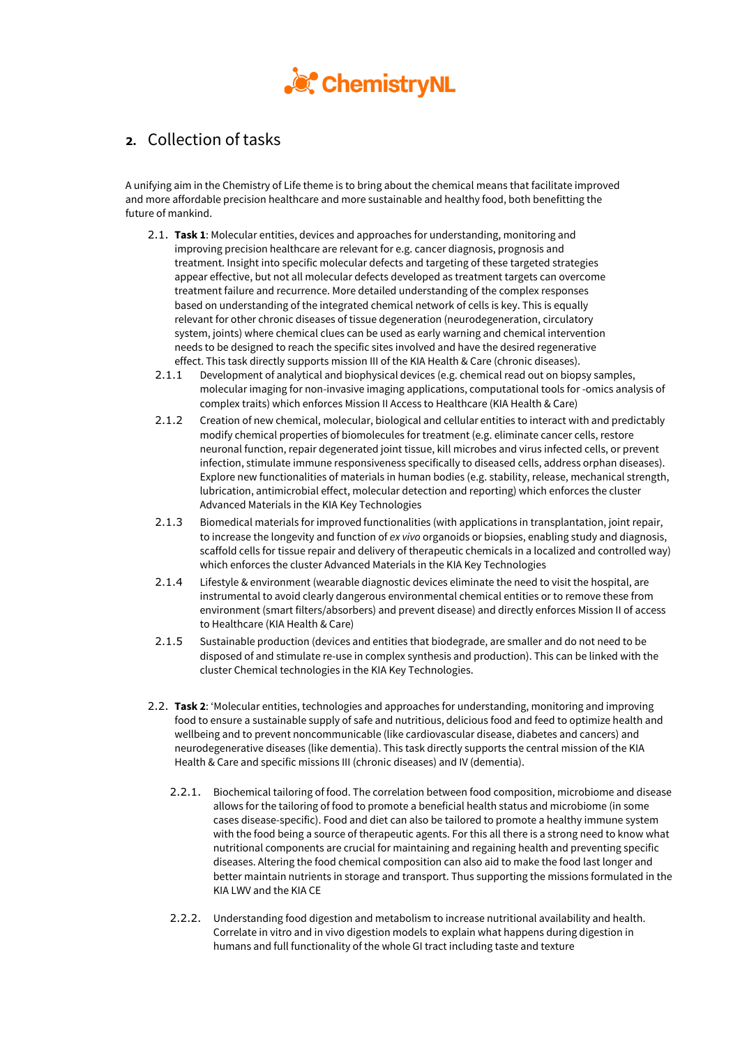## 2. Collection of tasks

A unifying aim in the Chemistry of Life theme is to bring about the chemical means that facilitate improved and more affordable precision healthcare and more sustainable and healthy food, both benefitting the future of mankind.

2.1. **Task 1**: Molecular entities, devices and approaches for understanding, monitoring and improving precision healthcare are relevant for e.g. cancer diagnosis, prognosis and treatment. Insight into specific molecular defects and targeting of these targeted strategies appear effective, but not all molecular defects developed as treatment targets can overcome treatment failure and recurrence. More detailed understanding of the complex responses based on understanding of the integrated chemical network of cells is key. This is equally relevant for other chronic diseases of tissue degeneration (neurodegeneration, circulatory system, joints) where chemical clues can be used as early warning and chemical intervention needs to be designed to reach the specific sites involved and have the desired regenerative effect. This task directly supports mission III of the KIA Health & Care (chronic diseases).

2.1.1 Development of analytical and biophysical devices (e.g. chemical read out on biopsy samples, molecular imaging for non-invasive imaging applications, computational tools for -omics analysis of complex traits) which enforces Mission II Access to Healthcare (KIA Health & Care)

2.1.2 Creation of new chemical, molecular, biological and cellular entities to interact with and predictably modify chemical properties of biomolecules for treatment (e.g. eliminate cancer cells, restore neuronal function, repair degenerated joint tissue, kill microbes and virus infected cells, or prevent infection, stimulate immune responsiveness specifically to diseased cells, address orphan diseases). Explore new functionalities of materials in human bodies (e.g. stability, release, mechanical strength, lubrication, antimicrobial effect, molecular detection and reporting) which enforces the cluster Advanced Materials in the KIA Key Technologies

2.1.3 Biomedical materials for improved functionalities (with applications in transplantation, joint repair, to increase the longevity and function of *ex vivo* organoids or biopsies, enabling study and diagnosis, scaffold cells for tissue repair and delivery of therapeutic chemicals in a localized and controlled way) which enforces the cluster Advanced Materials in the KIA Key Technologies

2.1.4 Lifestyle & environment (wearable diagnostic devices eliminate the need to visit the hospital, are instrumental to avoid clearly dangerous environmental chemical entities or to remove these from environment (smart filters/absorbers) and prevent disease) and directly enforces Mission II of access to Healthcare (KIA Health & Care)

2.1.5 Sustainable production (devices and entities that biodegrade, are smaller and do not need to be disposed of and stimulate re-use in complex synthesis and production). This can be linked with the cluster Chemical technologies in the KIA Key Technologies.

2.2. **Task 2**: 'Molecular entities, technologies and approaches for understanding, monitoring and improving food to ensure a sustainable supply of safe and nutritious, delicious food and feed to optimize health and wellbeing and to prevent noncommunicable (like cardiovascular disease, diabetes and cancers) and neurodegenerative diseases (like dementia). This task directly supports the central mission of the KIA Health & Care and specific missions III (chronic diseases) and IV (dementia).

2.2.1. Biochemical tailoring of food. The correlation between food composition, microbiome and disease allows for the tailoring of food to promote a beneficial health status and microbiome (in some cases disease-specific). Food and diet can also be tailored to promote a healthy immune system with the food being a source of therapeutic agents. For this all there is a strong need to know what nutritional components are crucial for maintaining and regaining health and preventing specific diseases. Altering the food chemical composition can also aid to make the food last longer and better maintain nutrients in storage and transport. Thus supporting the missions formulated in the KIA LWV and the KIA CE

2.2.2. Understanding food digestion and metabolism to increase nutritional availability and health. Correlate in vitro and in vivo digestion models to explain what happens during digestion in humans and full functionality of the whole GI tract including taste and texture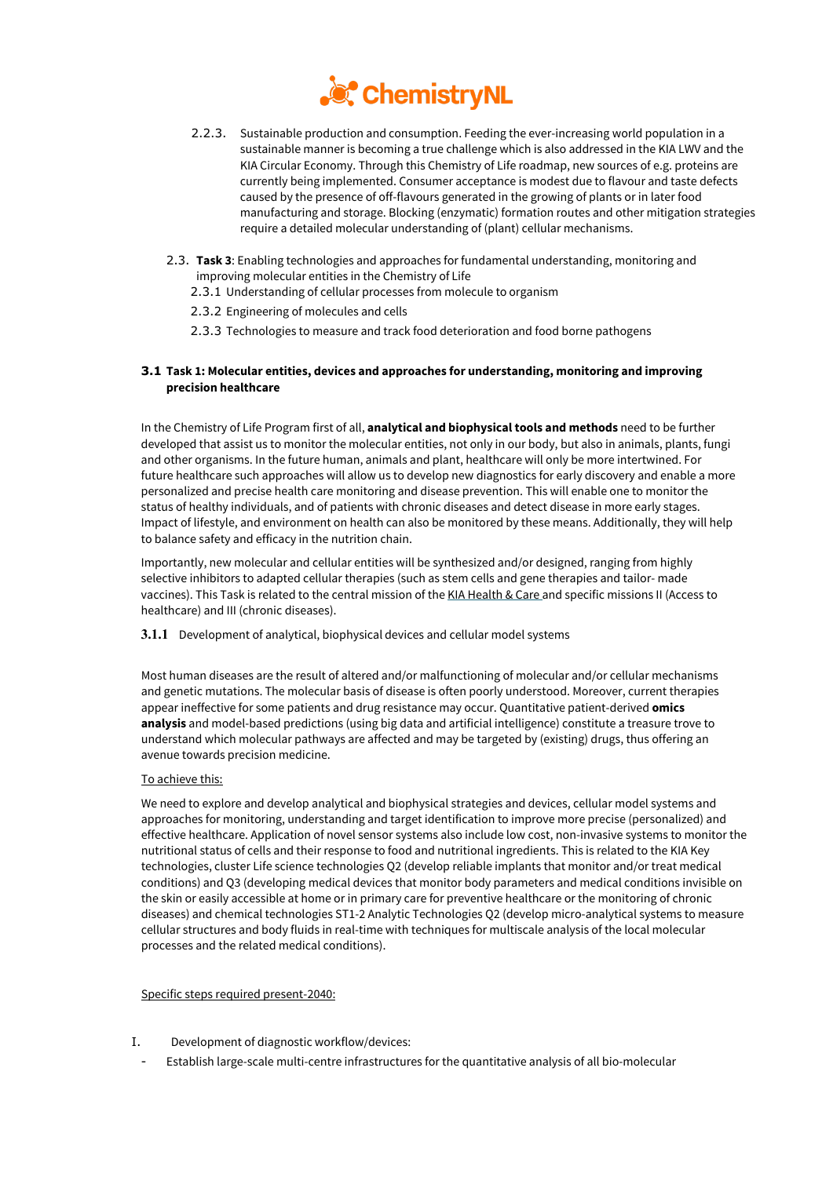2.2.3. Sustainable production and consumption. Feeding the ever-increasing world population in a sustainable manner is becoming a true challenge which is also addressed in the KIA LWV and the KIA Circular Economy. Through this Chemistry of Life roadmap, new sources of e.g. proteins are currently being implemented. Consumer acceptance is modest due to flavour and taste defects caused by the presence of off-flavours generated in the growing of plants or in later food manufacturing and storage. Blocking (enzymatic) formation routes and other mitigation strategies require a detailed molecular understanding of (plant) cellular mechanisms.

2.3. **Task 3**: Enabling technologies and approaches for fundamental understanding, monitoring and improving molecular entities in the Chemistry of Life

2.3.1 Understanding of cellular processes from molecule to organism

2.3.2 Engineering of molecules and cells

2.3.3 Technologies to measure and track food deterioration and food borne pathogens

### 3.1 Task 1: Molecular entities, devices and approaches for understanding, monitoring and improving precision healthcare

In the Chemistry of Life Program first of all, **analytical and biophysical tools and methods** need to be further developed that assist us to monitor the molecular entities, not only in our body, but also in animals, plants, fungi and other organisms. In the future human, animals and plant, healthcare will only be more intertwined. For future healthcare such approaches will allow us to develop new diagnostics for early discovery and enable a more personalized and precise health care monitoring and disease prevention. This will enable one to monitor the status of healthy individuals, and of patients with chronic diseases and detect disease in more early stages. Impact of lifestyle, and environment on health can also be monitored by these means. Additionally, they will help to balance safety and efficacy in the nutrition chain.

Importantly, new molecular and cellular entities will be synthesized and/or designed, ranging from highly selective inhibitors to adapted cellular therapies (such as stem cells and gene therapies and tailor- made vaccines). This Task is related to the central mission of the KIA Health & Care and specific missions II (Access to healthcare) and III (chronic diseases).

#### 3.1.1 Development of analytical, biophysical devices and cellular model systems

Most human diseases are the result of altered and/or malfunctioning of molecular and/or cellular mechanisms and genetic mutations. The molecular basis of disease is often poorly understood. Moreover, current therapies appear ineffective for some patients and drug resistance may occur. Quantitative patient-derived **omics analysis** and model-based predictions (using big data and artificial intelligence) constitute a treasure trove to understand which molecular pathways are affected and may be targeted by (existing) drugs, thus offering an avenue towards precision medicine.

To achieve this:

We need to explore and develop analytical and biophysical strategies and devices, cellular model systems and approaches for monitoring, understanding and target identification to improve more precise (personalized) and effective healthcare. Application of novel sensor systems also include low cost, non-invasive systems to monitor the nutritional status of cells and their response to food and nutritional ingredients. This is related to the KIA Key technologies, cluster Life science technologies Q2 (develop reliable implants that monitor and/or treat medical conditions) and Q3 (developing medical devices that monitor body parameters and medical conditions invisible on the skin or easily accessible at home or in primary care for preventive healthcare or the monitoring of chronic diseases) and chemical technologies ST1-2 Analytic Technologies Q2 (develop micro-analytical systems to measure cellular structures and body fluids in real-time with techniques for multiscale analysis of the local molecular processes and the related medical conditions).

Specific steps required present-2040:

I. Development of diagnostic workflow/devices:

- Establish large-scale multi-centre infrastructures for the quantitative analysis of all bio-molecular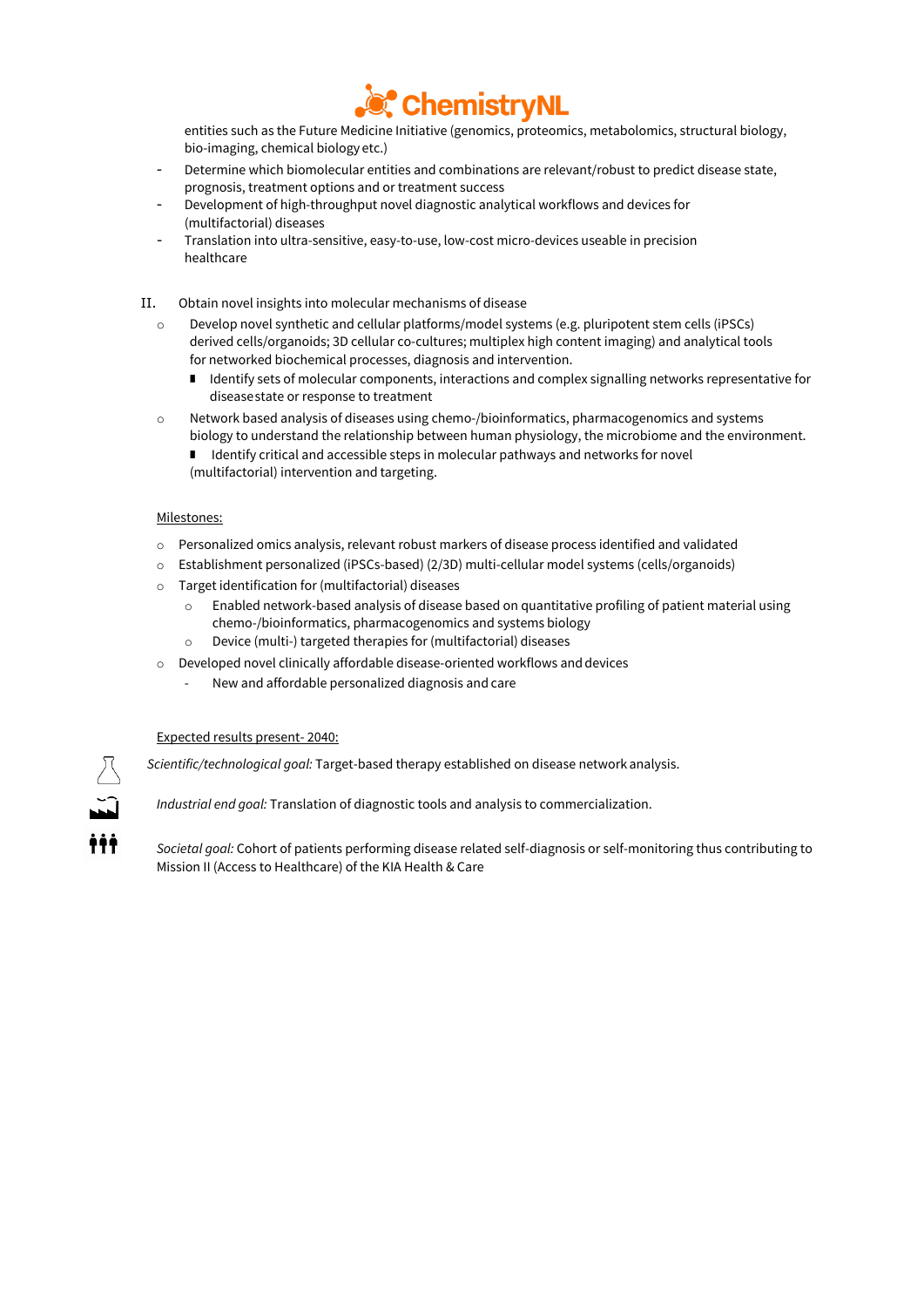entities such as the Future Medicine Initiative (genomics, proteomics, metabolomics, structural biology, bio-imaging, chemical biology etc.)

- Determine which biomolecular entities and combinations are relevant/robust to predict disease state, prognosis, treatment options and or treatment success
- Development of high-throughput novel diagnostic analytical workflows and devices for (multifactorial) diseases
- Translation into ultra-sensitive, easy-to-use, low-cost micro-devices useable in precision healthcare

II. Obtain novel insights into molecular mechanisms of disease

- Develop novel synthetic and cellular platforms/model systems (e.g. pluripotent stem cells (iPSCs) derived cells/organoids; 3D cellular co-cultures; multiplex high content imaging) and analytical tools for networked biochemical processes, diagnosis and intervention.
  - Identify sets of molecular components, interactions and complex signalling networks representative for disease state or response to treatment
- Network based analysis of diseases using chemo-/bioinformatics, pharmacogenomics and systems biology to understand the relationship between human physiology, the microbiome and the environment.
  - Identify critical and accessible steps in molecular pathways and networks for novel (multifactorial) intervention and targeting.

Milestones:

- Personalized omics analysis, relevant robust markers of disease process identified and validated
- Establishment personalized (iPSCs-based) (2/3D) multi-cellular model systems (cells/organoids)
- Target identification for (multifactorial) diseases
  - Enabled network-based analysis of disease based on quantitative profiling of patient material using chemo-/bioinformatics, pharmacogenomics and systems biology
  - Device (multi-) targeted therapies for (multifactorial) diseases
- Developed novel clinically affordable disease-oriented workflows and devices
  - New and affordable personalized diagnosis and care

Expected results present- 2040:

*Scientific/technological goal:* Target-based therapy established on disease network analysis.

*Industrial end goal:* Translation of diagnostic tools and analysis to commercialization.

*Societal goal:* Cohort of patients performing disease related self-diagnosis or self-monitoring thus contributing to Mission II (Access to Healthcare) of the KIA Health & Care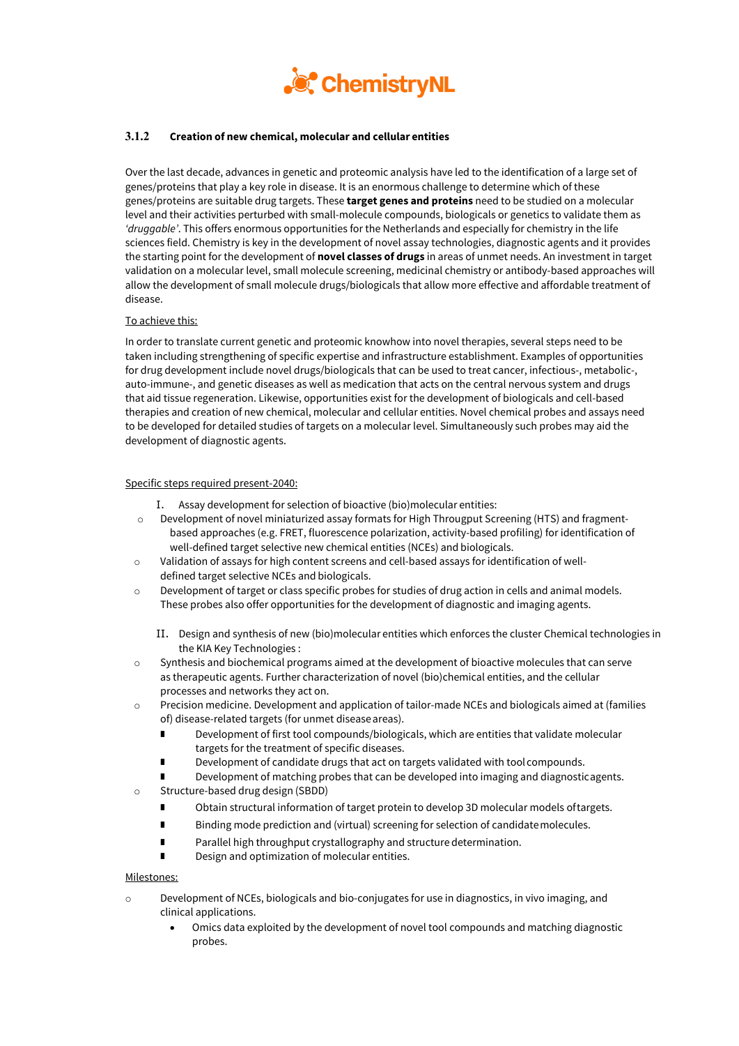### 3.1.2 Creation of new chemical, molecular and cellular entities

Over the last decade, advances in genetic and proteomic analysis have led to the identification of a large set of genes/proteins that play a key role in disease. It is an enormous challenge to determine which of these genes/proteins are suitable drug targets. These **target genes and proteins** need to be studied on a molecular level and their activities perturbed with small-molecule compounds, biologicals or genetics to validate them as *'druggable'*. This offers enormous opportunities for the Netherlands and especially for chemistry in the life sciences field. Chemistry is key in the development of novel assay technologies, diagnostic agents and it provides the starting point for the development of **novel classes of drugs** in areas of unmet needs. An investment in target validation on a molecular level, small molecule screening, medicinal chemistry or antibody-based approaches will allow the development of small molecule drugs/biologicals that allow more effective and affordable treatment of disease.

To achieve this:

In order to translate current genetic and proteomic knowhow into novel therapies, several steps need to be taken including strengthening of specific expertise and infrastructure establishment. Examples of opportunities for drug development include novel drugs/biologicals that can be used to treat cancer, infectious-, metabolic-, auto-immune-, and genetic diseases as well as medication that acts on the central nervous system and drugs that aid tissue regeneration. Likewise, opportunities exist for the development of biologicals and cell-based therapies and creation of new chemical, molecular and cellular entities. Novel chemical probes and assays need to be developed for detailed studies of targets on a molecular level. Simultaneously such probes may aid the development of diagnostic agents.

Specific steps required present-2040:

I. Assay development for selection of bioactive (bio)molecular entities:

- Development of novel miniaturized assay formats for High Througput Screening (HTS) and fragment-based approaches (e.g. FRET, fluorescence polarization, activity-based profiling) for identification of well-defined target selective new chemical entities (NCEs) and biologicals.
- Validation of assays for high content screens and cell-based assays for identification of well-defined target selective NCEs and biologicals.
- Development of target or class specific probes for studies of drug action in cells and animal models. These probes also offer opportunities for the development of diagnostic and imaging agents.

II. Design and synthesis of new (bio)molecular entities which enforces the cluster Chemical technologies in the KIA Key Technologies :

- Synthesis and biochemical programs aimed at the development of bioactive molecules that can serve as therapeutic agents. Further characterization of novel (bio)chemical entities, and the cellular processes and networks they act on.
- Precision medicine. Development and application of tailor-made NCEs and biologicals aimed at (families of) disease-related targets (for unmet disease areas).
  - Development of first tool compounds/biologicals, which are entities that validate molecular targets for the treatment of specific diseases.
  - Development of candidate drugs that act on targets validated with tool compounds.
  - Development of matching probes that can be developed into imaging and diagnostic agents.
- Structure-based drug design (SBDD)
  - Obtain structural information of target protein to develop 3D molecular models of targets.
  - Binding mode prediction and (virtual) screening for selection of candidate molecules.
  - Parallel high throughput crystallography and structure determination.
  - Design and optimization of molecular entities.

Milestones:

- Development of NCEs, biologicals and bio-conjugates for use in diagnostics, in vivo imaging, and clinical applications.
  - Omics data exploited by the development of novel tool compounds and matching diagnostic probes.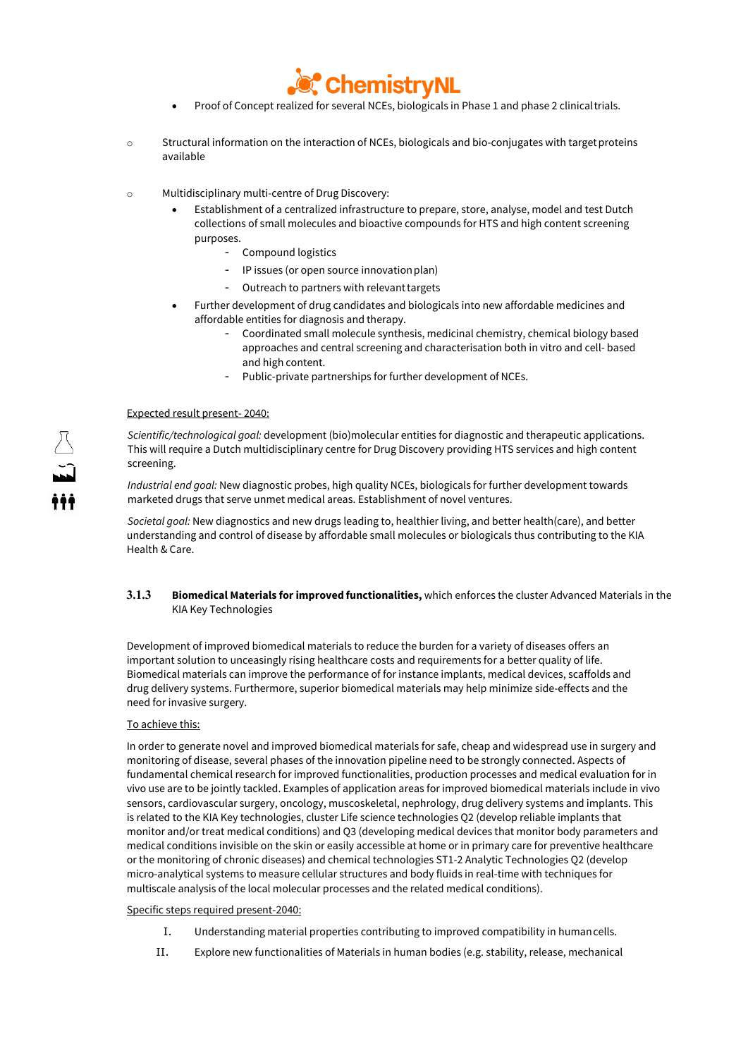- Proof of Concept realized for several NCEs, biologicals in Phase 1 and phase 2 clinical trials.

- Structural information on the interaction of NCEs, biologicals and bio-conjugates with target proteins available

- Multidisciplinary multi-centre of Drug Discovery:
  - Establishment of a centralized infrastructure to prepare, store, analyse, model and test Dutch collections of small molecules and bioactive compounds for HTS and high content screening purposes.
    - Compound logistics
    - IP issues (or open source innovation plan)
    - Outreach to partners with relevant targets
  - Further development of drug candidates and biologicals into new affordable medicines and affordable entities for diagnosis and therapy.
    - Coordinated small molecule synthesis, medicinal chemistry, chemical biology based approaches and central screening and characterisation both in vitro and cell- based and high content.
    - Public-private partnerships for further development of NCEs.

<u>Expected result present- 2040:</u>

*Scientific/technological goal:* development (bio)molecular entities for diagnostic and therapeutic applications. This will require a Dutch multidisciplinary centre for Drug Discovery providing HTS services and high content screening.

*Industrial end goal:* New diagnostic probes, high quality NCEs, biologicals for further development towards marketed drugs that serve unmet medical areas. Establishment of novel ventures.

*Societal goal:* New diagnostics and new drugs leading to, healthier living, and better health(care), and better understanding and control of disease by affordable small molecules or biologicals thus contributing to the KIA Health & Care.

### 3.1.3 **Biomedical Materials for improved functionalities,** which enforces the cluster Advanced Materials in the KIA Key Technologies

Development of improved biomedical materials to reduce the burden for a variety of diseases offers an important solution to unceasingly rising healthcare costs and requirements for a better quality of life. Biomedical materials can improve the performance of for instance implants, medical devices, scaffolds and drug delivery systems. Furthermore, superior biomedical materials may help minimize side-effects and the need for invasive surgery.

<u>To achieve this:</u>

In order to generate novel and improved biomedical materials for safe, cheap and widespread use in surgery and monitoring of disease, several phases of the innovation pipeline need to be strongly connected. Aspects of fundamental chemical research for improved functionalities, production processes and medical evaluation for in vivo use are to be jointly tackled. Examples of application areas for improved biomedical materials include in vivo sensors, cardiovascular surgery, oncology, muscoskeletal, nephrology, drug delivery systems and implants. This is related to the KIA Key technologies, cluster Life science technologies Q2 (develop reliable implants that monitor and/or treat medical conditions) and Q3 (developing medical devices that monitor body parameters and medical conditions invisible on the skin or easily accessible at home or in primary care for preventive healthcare or the monitoring of chronic diseases) and chemical technologies ST1-2 Analytic Technologies Q2 (develop micro-analytical systems to measure cellular structures and body fluids in real-time with techniques for multiscale analysis of the local molecular processes and the related medical conditions).

<u>Specific steps required present-2040:</u>

I. Understanding material properties contributing to improved compatibility in human cells.

II. Explore new functionalities of Materials in human bodies (e.g. stability, release, mechanical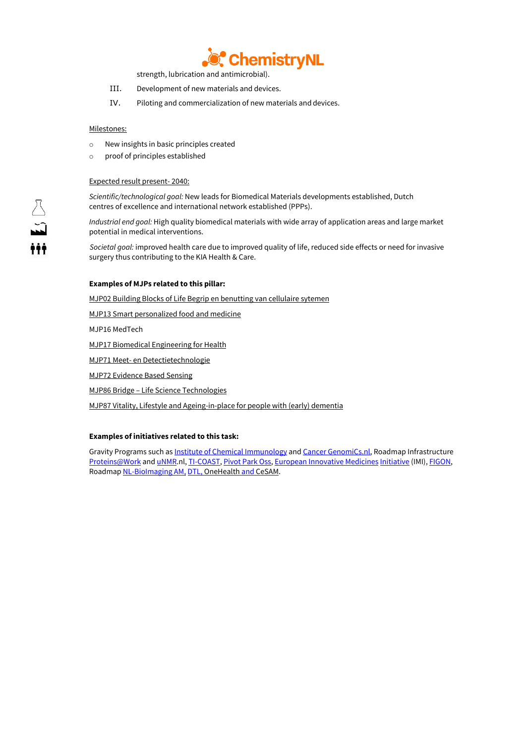strength, lubrication and antimicrobial).

III. Development of new materials and devices.

IV. Piloting and commercialization of new materials and devices.

Milestones:

- New insights in basic principles created
- proof of principles established

Expected result present- 2040:

*Scientific/technological goal:* New leads for Biomedical Materials developments established, Dutch centres of excellence and international network established (PPPs).

*Industrial end goal:* High quality biomedical materials with wide array of application areas and large market potential in medical interventions.

*Societal goal:* improved health care due to improved quality of life, reduced side effects or need for invasive surgery thus contributing to the KIA Health & Care.

**Examples of MJPs related to this pillar:**

MJP02 Building Blocks of Life Begrip en benutting van cellulaire sytemen

MJP13 Smart personalized food and medicine

MJP16 MedTech

MJP17 Biomedical Engineering for Health

MJP71 Meet- en Detectietechnologie

MJP72 Evidence Based Sensing

MJP86 Bridge – Life Science Technologies

MJP87 Vitality, Lifestyle and Ageing-in-place for people with (early) dementia

**Examples of initiatives related to this task:**

Gravity Programs such as Institute of Chemical Immunology and Cancer GenomiCs.nl, Roadmap Infrastructure Proteins@Work and uNMR.nl, TI-COAST, Pivot Park Oss, European Innovative Medicines Initiative (IMI), FIGON, Roadmap NL-BioImaging AM, DTL, OneHealth and CeSAM.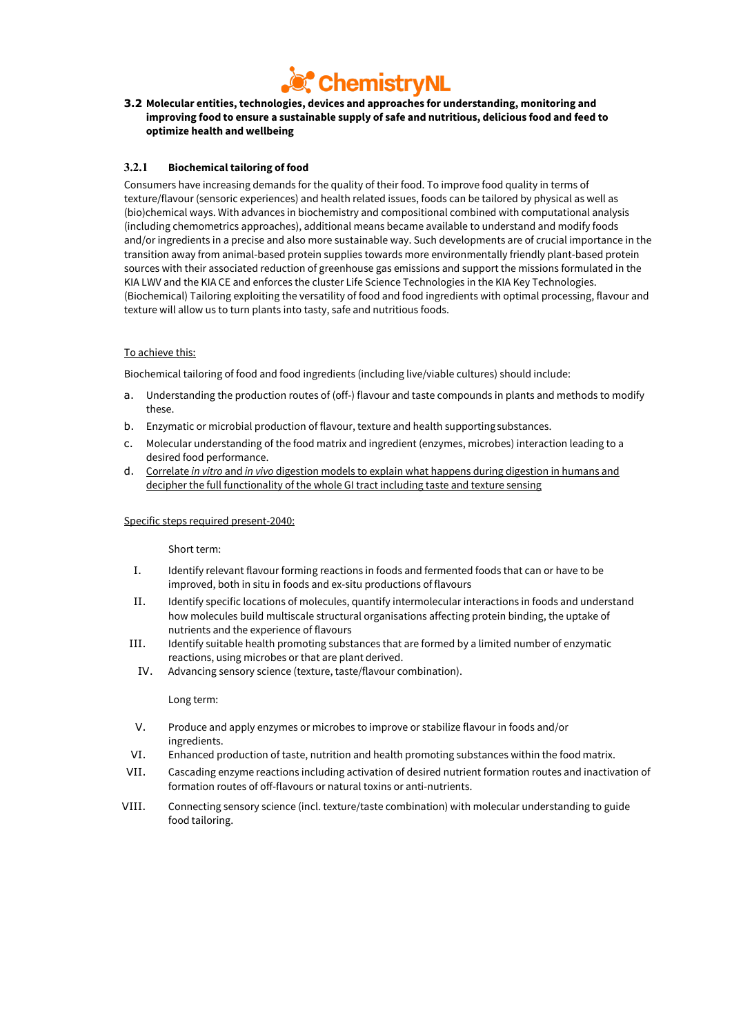### 3.2 Molecular entities, technologies, devices and approaches for understanding, monitoring and improving food to ensure a sustainable supply of safe and nutritious, delicious food and feed to optimize health and wellbeing

#### 3.2.1 Biochemical tailoring of food

Consumers have increasing demands for the quality of their food. To improve food quality in terms of texture/flavour (sensoric experiences) and health related issues, foods can be tailored by physical as well as (bio)chemical ways. With advances in biochemistry and compositional combined with computational analysis (including chemometrics approaches), additional means became available to understand and modify foods and/or ingredients in a precise and also more sustainable way. Such developments are of crucial importance in the transition away from animal-based protein supplies towards more environmentally friendly plant-based protein sources with their associated reduction of greenhouse gas emissions and support the missions formulated in the KIA LWV and the KIA CE and enforces the cluster Life Science Technologies in the KIA Key Technologies. (Biochemical) Tailoring exploiting the versatility of food and food ingredients with optimal processing, flavour and texture will allow us to turn plants into tasty, safe and nutritious foods.

To achieve this:

Biochemical tailoring of food and food ingredients (including live/viable cultures) should include:

a. Understanding the production routes of (off-) flavour and taste compounds in plants and methods to modify these.
b. Enzymatic or microbial production of flavour, texture and health supporting substances.
c. Molecular understanding of the food matrix and ingredient (enzymes, microbes) interaction leading to a desired food performance.
d. Correlate *in vitro* and *in vivo* digestion models to explain what happens during digestion in humans and decipher the full functionality of the whole GI tract including taste and texture sensing

Specific steps required present-2040:

Short term:

I. Identify relevant flavour forming reactions in foods and fermented foods that can or have to be improved, both in situ in foods and ex-situ productions of flavours
II. Identify specific locations of molecules, quantify intermolecular interactions in foods and understand how molecules build multiscale structural organisations affecting protein binding, the uptake of nutrients and the experience of flavours
III. Identify suitable health promoting substances that are formed by a limited number of enzymatic reactions, using microbes or that are plant derived.
IV. Advancing sensory science (texture, taste/flavour combination).

Long term:

V. Produce and apply enzymes or microbes to improve or stabilize flavour in foods and/or ingredients.
VI. Enhanced production of taste, nutrition and health promoting substances within the food matrix.
VII. Cascading enzyme reactions including activation of desired nutrient formation routes and inactivation of formation routes of off-flavours or natural toxins or anti-nutrients.
VIII. Connecting sensory science (incl. texture/taste combination) with molecular understanding to guide food tailoring.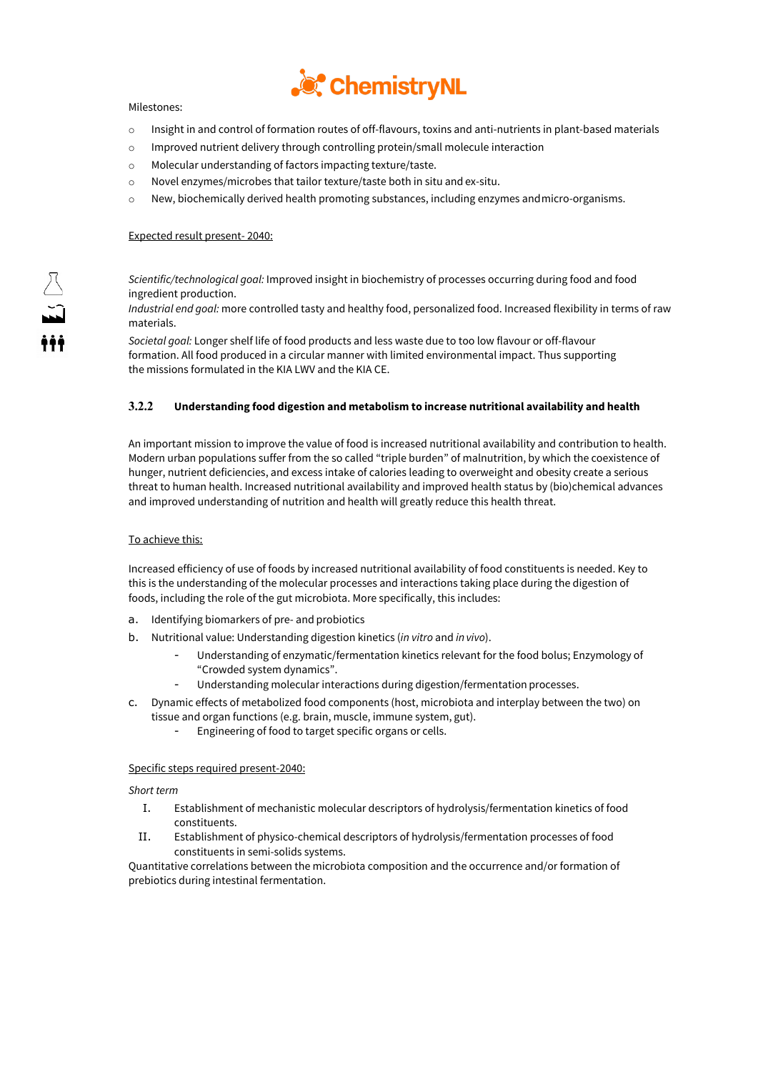Milestones:

- Insight in and control of formation routes of off-flavours, toxins and anti-nutrients in plant-based materials
- Improved nutrient delivery through controlling protein/small molecule interaction
- Molecular understanding of factors impacting texture/taste.
- Novel enzymes/microbes that tailor texture/taste both in situ and ex-situ.
- New, biochemically derived health promoting substances, including enzymes and micro-organisms.

Expected result present- 2040:

*Scientific/technological goal:* Improved insight in biochemistry of processes occurring during food and food ingredient production.
*Industrial end goal:* more controlled tasty and healthy food, personalized food. Increased flexibility in terms of raw materials.
*Societal goal:* Longer shelf life of food products and less waste due to too low flavour or off-flavour formation. All food produced in a circular manner with limited environmental impact. Thus supporting the missions formulated in the KIA LWV and the KIA CE.

### 3.2.2 Understanding food digestion and metabolism to increase nutritional availability and health

An important mission to improve the value of food is increased nutritional availability and contribution to health. Modern urban populations suffer from the so called "triple burden" of malnutrition, by which the coexistence of hunger, nutrient deficiencies, and excess intake of calories leading to overweight and obesity create a serious threat to human health. Increased nutritional availability and improved health status by (bio)chemical advances and improved understanding of nutrition and health will greatly reduce this health threat.

To achieve this:

Increased efficiency of use of foods by increased nutritional availability of food constituents is needed. Key to this is the understanding of the molecular processes and interactions taking place during the digestion of foods, including the role of the gut microbiota. More specifically, this includes:

a. Identifying biomarkers of pre- and probiotics
b. Nutritional value: Understanding digestion kinetics (*in vitro* and *in vivo*).
   - Understanding of enzymatic/fermentation kinetics relevant for the food bolus; Enzymology of "Crowded system dynamics".
   - Understanding molecular interactions during digestion/fermentation processes.
c. Dynamic effects of metabolized food components (host, microbiota and interplay between the two) on tissue and organ functions (e.g. brain, muscle, immune system, gut).
   - Engineering of food to target specific organs or cells.

Specific steps required present-2040:

*Short term*

I. Establishment of mechanistic molecular descriptors of hydrolysis/fermentation kinetics of food constituents.
II. Establishment of physico-chemical descriptors of hydrolysis/fermentation processes of food constituents in semi-solids systems.

Quantitative correlations between the microbiota composition and the occurrence and/or formation of prebiotics during intestinal fermentation.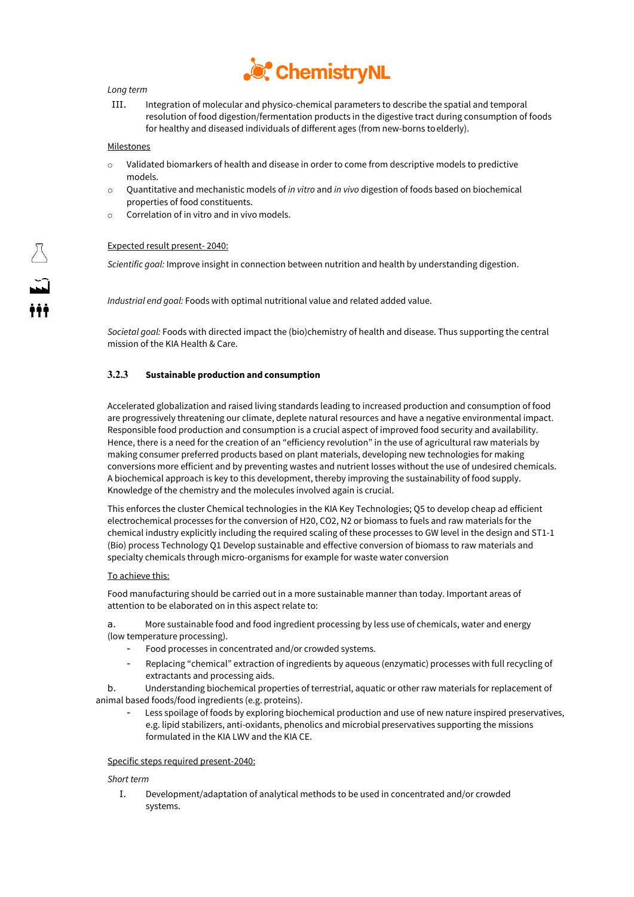*Long term*

III. Integration of molecular and physico-chemical parameters to describe the spatial and temporal resolution of food digestion/fermentation products in the digestive tract during consumption of foods for healthy and diseased individuals of different ages (from new-borns to elderly).

Milestones

- Validated biomarkers of health and disease in order to come from descriptive models to predictive models.
- Quantitative and mechanistic models of *in vitro* and *in vivo* digestion of foods based on biochemical properties of food constituents.
- Correlation of in vitro and in vivo models.

Expected result present- 2040:

*Scientific goal:* Improve insight in connection between nutrition and health by understanding digestion.

*Industrial end goal:* Foods with optimal nutritional value and related added value.

*Societal goal:* Foods with directed impact the (bio)chemistry of health and disease. Thus supporting the central mission of the KIA Health & Care.

### 3.2.3 Sustainable production and consumption

Accelerated globalization and raised living standards leading to increased production and consumption of food are progressively threatening our climate, deplete natural resources and have a negative environmental impact. Responsible food production and consumption is a crucial aspect of improved food security and availability. Hence, there is a need for the creation of an "efficiency revolution" in the use of agricultural raw materials by making consumer preferred products based on plant materials, developing new technologies for making conversions more efficient and by preventing wastes and nutrient losses without the use of undesired chemicals. A biochemical approach is key to this development, thereby improving the sustainability of food supply. Knowledge of the chemistry and the molecules involved again is crucial.

This enforces the cluster Chemical technologies in the KIA Key Technologies; Q5 to develop cheap ad efficient electrochemical processes for the conversion of H20, CO2, N2 or biomass to fuels and raw materials for the chemical industry explicitly including the required scaling of these processes to GW level in the design and ST1-1 (Bio) process Technology Q1 Develop sustainable and effective conversion of biomass to raw materials and specialty chemicals through micro-organisms for example for waste water conversion

To achieve this:

Food manufacturing should be carried out in a more sustainable manner than today. Important areas of attention to be elaborated on in this aspect relate to:

a. More sustainable food and food ingredient processing by less use of chemicals, water and energy (low temperature processing).

- Food processes in concentrated and/or crowded systems.
- Replacing "chemical" extraction of ingredients by aqueous (enzymatic) processes with full recycling of extractants and processing aids.

b. Understanding biochemical properties of terrestrial, aquatic or other raw materials for replacement of animal based foods/food ingredients (e.g. proteins).

- Less spoilage of foods by exploring biochemical production and use of new nature inspired preservatives, e.g. lipid stabilizers, anti-oxidants, phenolics and microbial preservatives supporting the missions formulated in the KIA LWV and the KIA CE.

Specific steps required present-2040:

*Short term*

I. Development/adaptation of analytical methods to be used in concentrated and/or crowded systems.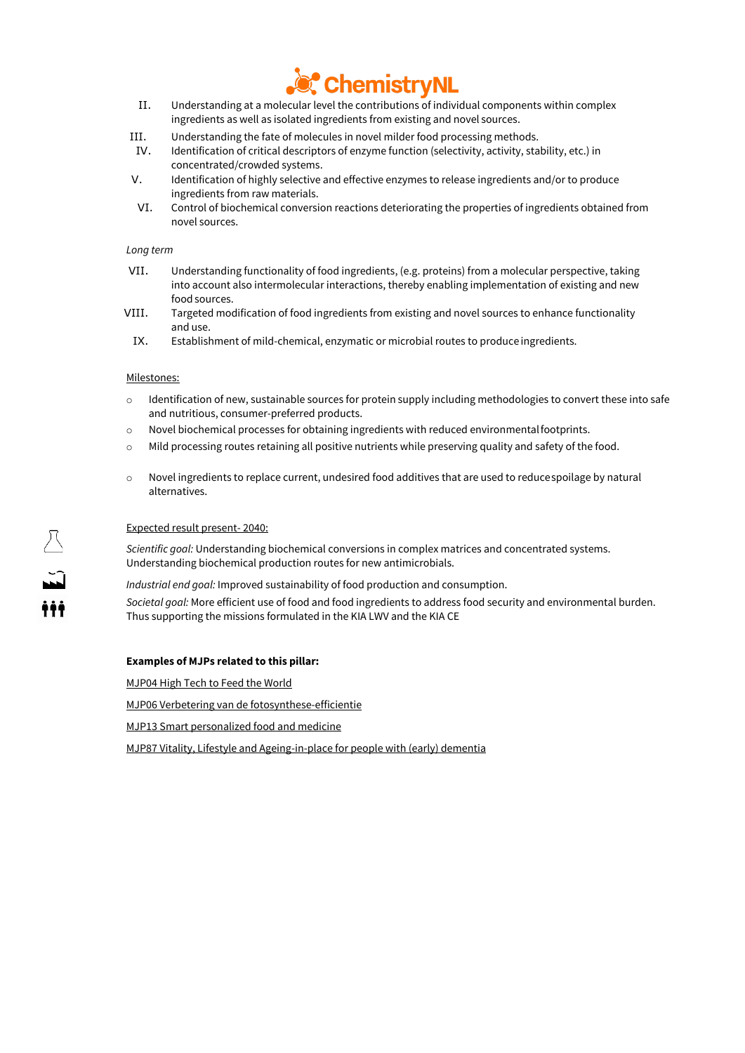II. Understanding at a molecular level the contributions of individual components within complex ingredients as well as isolated ingredients from existing and novel sources.

III. Understanding the fate of molecules in novel milder food processing methods.

IV. Identification of critical descriptors of enzyme function (selectivity, activity, stability, etc.) in concentrated/crowded systems.

V. Identification of highly selective and effective enzymes to release ingredients and/or to produce ingredients from raw materials.

VI. Control of biochemical conversion reactions deteriorating the properties of ingredients obtained from novel sources.

*Long term*

VII. Understanding functionality of food ingredients, (e.g. proteins) from a molecular perspective, taking into account also intermolecular interactions, thereby enabling implementation of existing and new food sources.

VIII. Targeted modification of food ingredients from existing and novel sources to enhance functionality and use.

IX. Establishment of mild-chemical, enzymatic or microbial routes to produce ingredients.

Milestones:

- Identification of new, sustainable sources for protein supply including methodologies to convert these into safe and nutritious, consumer-preferred products.
- Novel biochemical processes for obtaining ingredients with reduced environmental footprints.
- Mild processing routes retaining all positive nutrients while preserving quality and safety of the food.
- Novel ingredients to replace current, undesired food additives that are used to reduce spoilage by natural alternatives.

Expected result present- 2040:

*Scientific goal:* Understanding biochemical conversions in complex matrices and concentrated systems. Understanding biochemical production routes for new antimicrobials.

*Industrial end goal:* Improved sustainability of food production and consumption.

*Societal goal:* More efficient use of food and food ingredients to address food security and environmental burden. Thus supporting the missions formulated in the KIA LWV and the KIA CE

**Examples of MJPs related to this pillar:**

MJP04 High Tech to Feed the World

MJP06 Verbetering van de fotosynthese-efficientie

MJP13 Smart personalized food and medicine

MJP87 Vitality, Lifestyle and Ageing-in-place for people with (early) dementia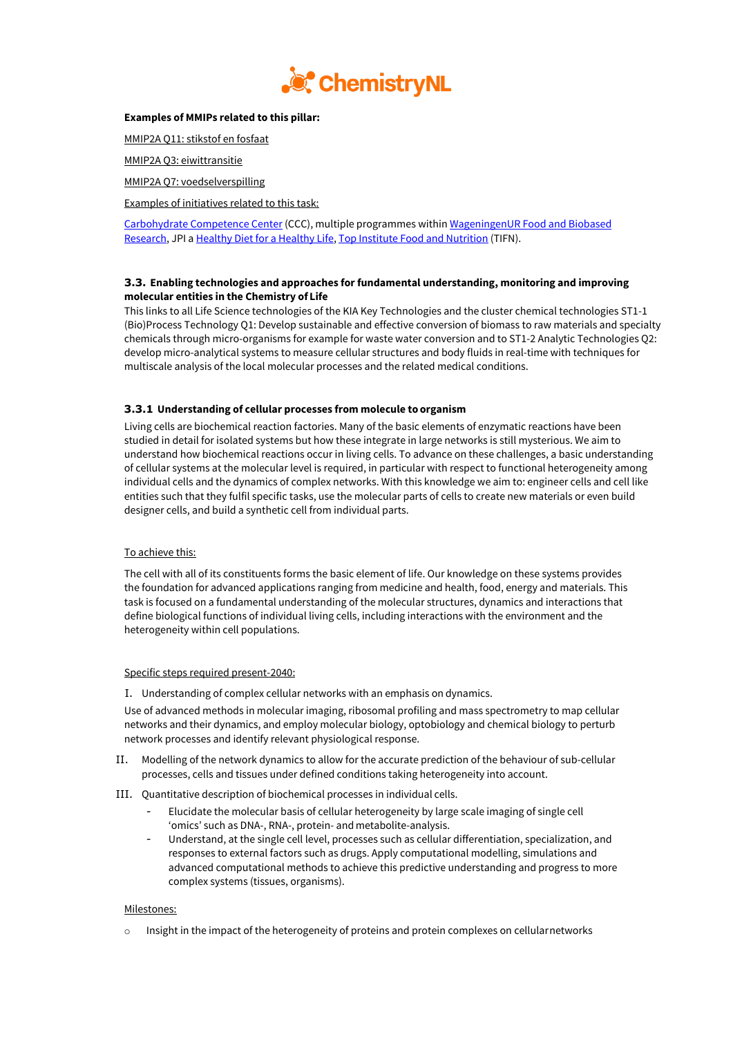**Examples of MMIPs related to this pillar:**

MMIP2A Q11: stikstof en fosfaat

MMIP2A Q3: eiwittransitie

MMIP2A Q7: voedselverspilling

Examples of initiatives related to this task:

Carbohydrate Competence Center (CCC), multiple programmes within WageningenUR Food and Biobased Research, JPI a Healthy Diet for a Healthy Life, Top Institute Food and Nutrition (TIFN).

### 3.3. Enabling technologies and approaches for fundamental understanding, monitoring and improving molecular entities in the Chemistry of Life

This links to all Life Science technologies of the KIA Key Technologies and the cluster chemical technologies ST1-1 (Bio)Process Technology Q1: Develop sustainable and effective conversion of biomass to raw materials and specialty chemicals through micro-organisms for example for waste water conversion and to ST1-2 Analytic Technologies Q2: develop micro-analytical systems to measure cellular structures and body fluids in real-time with techniques for multiscale analysis of the local molecular processes and the related medical conditions.

#### 3.3.1 Understanding of cellular processes from molecule to organism

Living cells are biochemical reaction factories. Many of the basic elements of enzymatic reactions have been studied in detail for isolated systems but how these integrate in large networks is still mysterious. We aim to understand how biochemical reactions occur in living cells. To advance on these challenges, a basic understanding of cellular systems at the molecular level is required, in particular with respect to functional heterogeneity among individual cells and the dynamics of complex networks. With this knowledge we aim to: engineer cells and cell like entities such that they fulfil specific tasks, use the molecular parts of cells to create new materials or even build designer cells, and build a synthetic cell from individual parts.

To achieve this:

The cell with all of its constituents forms the basic element of life. Our knowledge on these systems provides the foundation for advanced applications ranging from medicine and health, food, energy and materials. This task is focused on a fundamental understanding of the molecular structures, dynamics and interactions that define biological functions of individual living cells, including interactions with the environment and the heterogeneity within cell populations.

Specific steps required present-2040:

I. Understanding of complex cellular networks with an emphasis on dynamics.

Use of advanced methods in molecular imaging, ribosomal profiling and mass spectrometry to map cellular networks and their dynamics, and employ molecular biology, optobiology and chemical biology to perturb network processes and identify relevant physiological response.

II. Modelling of the network dynamics to allow for the accurate prediction of the behaviour of sub-cellular processes, cells and tissues under defined conditions taking heterogeneity into account.

III. Quantitative description of biochemical processes in individual cells.
- Elucidate the molecular basis of cellular heterogeneity by large scale imaging of single cell 'omics' such as DNA-, RNA-, protein- and metabolite-analysis.
- Understand, at the single cell level, processes such as cellular differentiation, specialization, and responses to external factors such as drugs. Apply computational modelling, simulations and advanced computational methods to achieve this predictive understanding and progress to more complex systems (tissues, organisms).

Milestones:

- Insight in the impact of the heterogeneity of proteins and protein complexes on cellular networks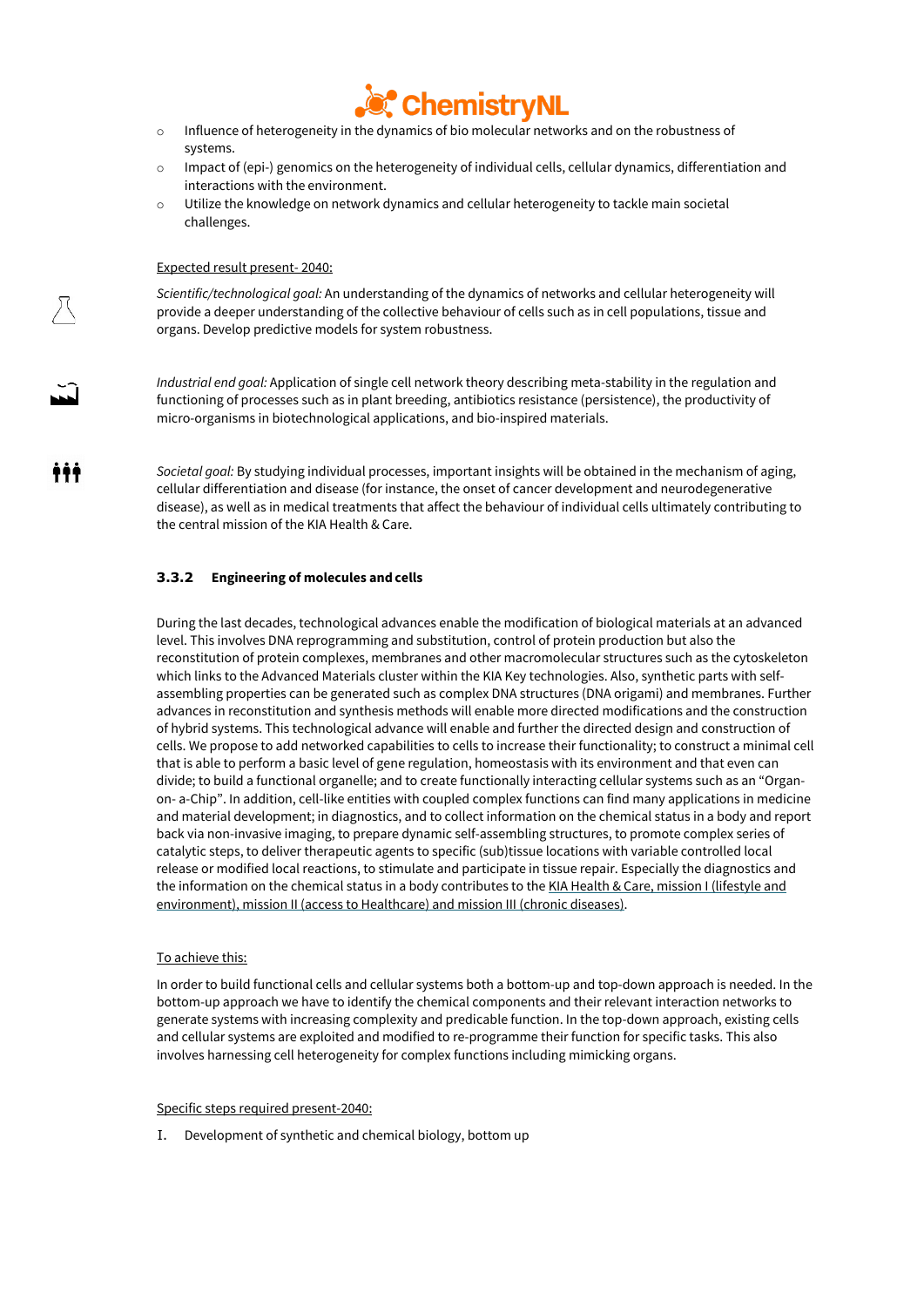- Influence of heterogeneity in the dynamics of bio molecular networks and on the robustness of systems.
- Impact of (epi-) genomics on the heterogeneity of individual cells, cellular dynamics, differentiation and interactions with the environment.
- Utilize the knowledge on network dynamics and cellular heterogeneity to tackle main societal challenges.

Expected result present- 2040:

*Scientific/technological goal:* An understanding of the dynamics of networks and cellular heterogeneity will provide a deeper understanding of the collective behaviour of cells such as in cell populations, tissue and organs. Develop predictive models for system robustness.

*Industrial end goal:* Application of single cell network theory describing meta-stability in the regulation and functioning of processes such as in plant breeding, antibiotics resistance (persistence), the productivity of micro-organisms in biotechnological applications, and bio-inspired materials.

*Societal goal:* By studying individual processes, important insights will be obtained in the mechanism of aging, cellular differentiation and disease (for instance, the onset of cancer development and neurodegenerative disease), as well as in medical treatments that affect the behaviour of individual cells ultimately contributing to the central mission of the KIA Health & Care.

### 3.3.2 Engineering of molecules and cells

During the last decades, technological advances enable the modification of biological materials at an advanced level. This involves DNA reprogramming and substitution, control of protein production but also the reconstitution of protein complexes, membranes and other macromolecular structures such as the cytoskeleton which links to the Advanced Materials cluster within the KIA Key technologies. Also, synthetic parts with self-assembling properties can be generated such as complex DNA structures (DNA origami) and membranes. Further advances in reconstitution and synthesis methods will enable more directed modifications and the construction of hybrid systems. This technological advance will enable and further the directed design and construction of cells. We propose to add networked capabilities to cells to increase their functionality; to construct a minimal cell that is able to perform a basic level of gene regulation, homeostasis with its environment and that even can divide; to build a functional organelle; and to create functionally interacting cellular systems such as an "Organ-on- a-Chip". In addition, cell-like entities with coupled complex functions can find many applications in medicine and material development; in diagnostics, and to collect information on the chemical status in a body and report back via non-invasive imaging, to prepare dynamic self-assembling structures, to promote complex series of catalytic steps, to deliver therapeutic agents to specific (sub)tissue locations with variable controlled local release or modified local reactions, to stimulate and participate in tissue repair. Especially the diagnostics and the information on the chemical status in a body contributes to the KIA Health & Care, mission I (lifestyle and environment), mission II (access to Healthcare) and mission III (chronic diseases).

To achieve this:

In order to build functional cells and cellular systems both a bottom-up and top-down approach is needed. In the bottom-up approach we have to identify the chemical components and their relevant interaction networks to generate systems with increasing complexity and predicable function. In the top-down approach, existing cells and cellular systems are exploited and modified to re-programme their function for specific tasks. This also involves harnessing cell heterogeneity for complex functions including mimicking organs.

Specific steps required present-2040:

I. Development of synthetic and chemical biology, bottom up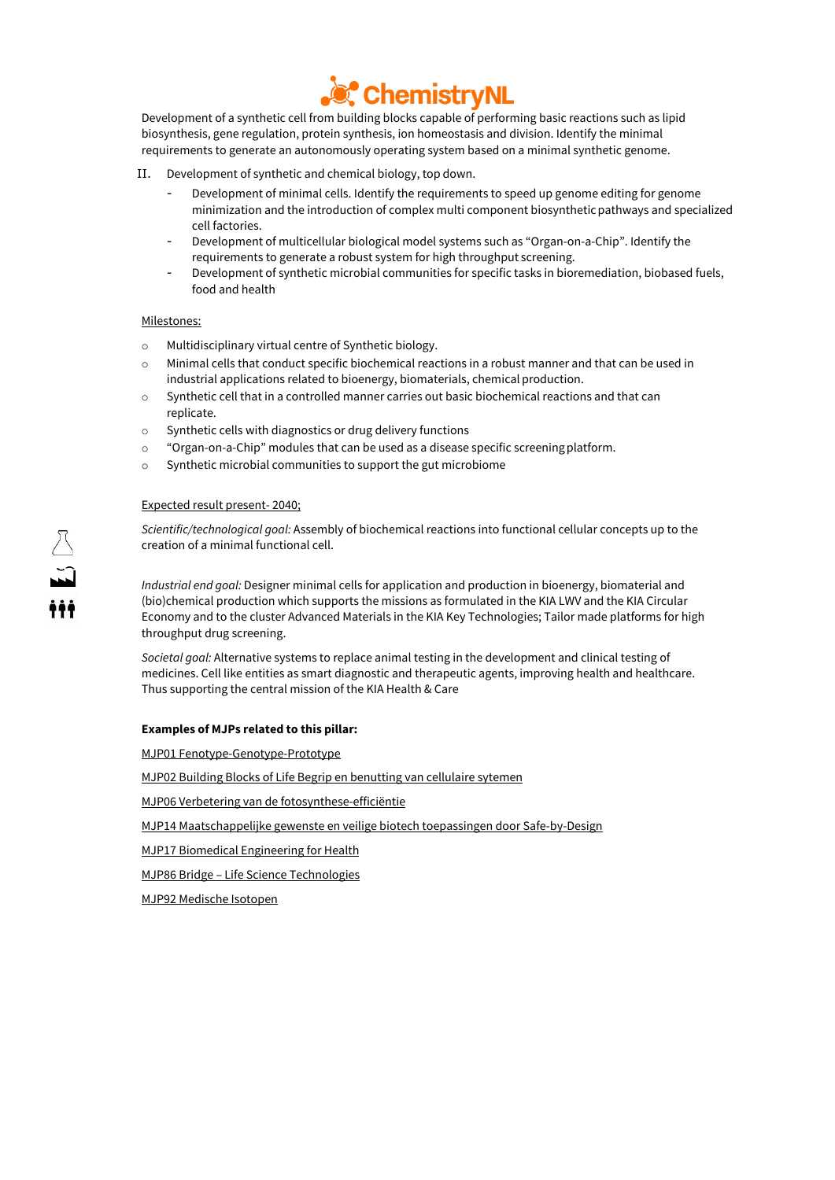Development of a synthetic cell from building blocks capable of performing basic reactions such as lipid biosynthesis, gene regulation, protein synthesis, ion homeostasis and division. Identify the minimal requirements to generate an autonomously operating system based on a minimal synthetic genome.

II. Development of synthetic and chemical biology, top down.

- Development of minimal cells. Identify the requirements to speed up genome editing for genome minimization and the introduction of complex multi component biosynthetic pathways and specialized cell factories.
- Development of multicellular biological model systems such as "Organ-on-a-Chip". Identify the requirements to generate a robust system for high throughput screening.
- Development of synthetic microbial communities for specific tasks in bioremediation, biobased fuels, food and health

Milestones:

- Multidisciplinary virtual centre of Synthetic biology.
- Minimal cells that conduct specific biochemical reactions in a robust manner and that can be used in industrial applications related to bioenergy, biomaterials, chemical production.
- Synthetic cell that in a controlled manner carries out basic biochemical reactions and that can replicate.
- Synthetic cells with diagnostics or drug delivery functions
- "Organ-on-a-Chip" modules that can be used as a disease specific screening platform.
- Synthetic microbial communities to support the gut microbiome

Expected result present- 2040;

*Scientific/technological goal:* Assembly of biochemical reactions into functional cellular concepts up to the creation of a minimal functional cell.

*Industrial end goal:* Designer minimal cells for application and production in bioenergy, biomaterial and (bio)chemical production which supports the missions as formulated in the KIA LWV and the KIA Circular Economy and to the cluster Advanced Materials in the KIA Key Technologies; Tailor made platforms for high throughput drug screening.

*Societal goal:* Alternative systems to replace animal testing in the development and clinical testing of medicines. Cell like entities as smart diagnostic and therapeutic agents, improving health and healthcare. Thus supporting the central mission of the KIA Health & Care

**Examples of MJPs related to this pillar:**

MJP01 Fenotype-Genotype-Prototype

MJP02 Building Blocks of Life Begrip en benutting van cellulaire sytemen

MJP06 Verbetering van de fotosynthese-efficiëntie

MJP14 Maatschappelijke gewenste en veilige biotech toepassingen door Safe-by-Design

MJP17 Biomedical Engineering for Health

MJP86 Bridge – Life Science Technologies

MJP92 Medische Isotopen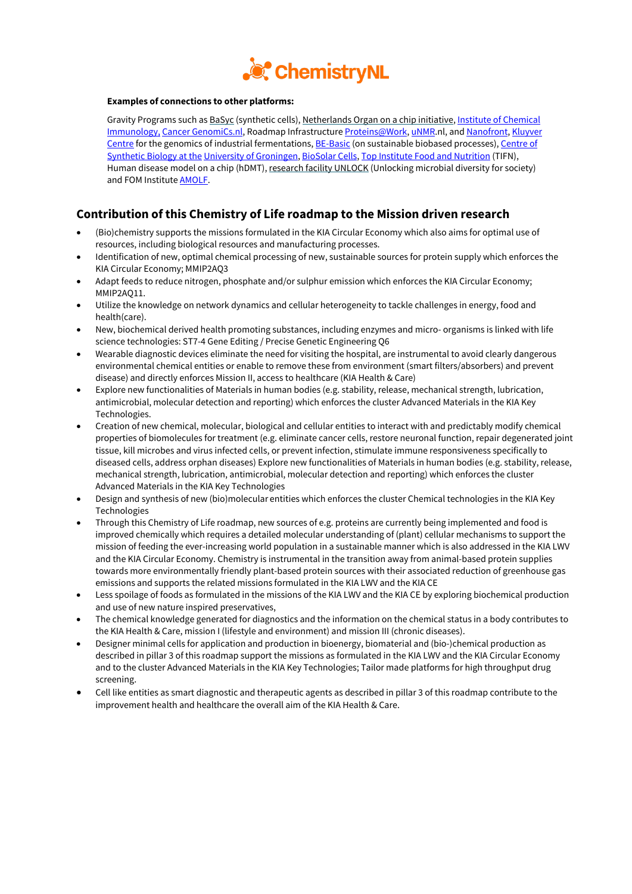**Examples of connections to other platforms:**

Gravity Programs such as BaSyc (synthetic cells), Netherlands Organ on a chip initiative, Institute of Chemical Immunology, Cancer GenomiCs.nl, Roadmap Infrastructure Proteins@Work, uNMR.nl, and Nanofront, Kluyver Centre for the genomics of industrial fermentations, BE-Basic (on sustainable biobased processes), Centre of Synthetic Biology at the University of Groningen, BioSolar Cells, Top Institute Food and Nutrition (TIFN), Human disease model on a chip (hDMT), research facility UNLOCK (Unlocking microbial diversity for society) and FOM Institute AMOLF.

## Contribution of this Chemistry of Life roadmap to the Mission driven research

- (Bio)chemistry supports the missions formulated in the KIA Circular Economy which also aims for optimal use of resources, including biological resources and manufacturing processes.
- Identification of new, optimal chemical processing of new, sustainable sources for protein supply which enforces the KIA Circular Economy; MMIP2AQ3
- Adapt feeds to reduce nitrogen, phosphate and/or sulphur emission which enforces the KIA Circular Economy; MMIP2AQ11.
- Utilize the knowledge on network dynamics and cellular heterogeneity to tackle challenges in energy, food and health(care).
- New, biochemical derived health promoting substances, including enzymes and micro- organisms is linked with life science technologies: ST7-4 Gene Editing / Precise Genetic Engineering Q6
- Wearable diagnostic devices eliminate the need for visiting the hospital, are instrumental to avoid clearly dangerous environmental chemical entities or enable to remove these from environment (smart filters/absorbers) and prevent disease) and directly enforces Mission II, access to healthcare (KIA Health & Care)
- Explore new functionalities of Materials in human bodies (e.g. stability, release, mechanical strength, lubrication, antimicrobial, molecular detection and reporting) which enforces the cluster Advanced Materials in the KIA Key Technologies.
- Creation of new chemical, molecular, biological and cellular entities to interact with and predictably modify chemical properties of biomolecules for treatment (e.g. eliminate cancer cells, restore neuronal function, repair degenerated joint tissue, kill microbes and virus infected cells, or prevent infection, stimulate immune responsiveness specifically to diseased cells, address orphan diseases) Explore new functionalities of Materials in human bodies (e.g. stability, release, mechanical strength, lubrication, antimicrobial, molecular detection and reporting) which enforces the cluster Advanced Materials in the KIA Key Technologies
- Design and synthesis of new (bio)molecular entities which enforces the cluster Chemical technologies in the KIA Key Technologies
- Through this Chemistry of Life roadmap, new sources of e.g. proteins are currently being implemented and food is improved chemically which requires a detailed molecular understanding of (plant) cellular mechanisms to support the mission of feeding the ever-increasing world population in a sustainable manner which is also addressed in the KIA LWV and the KIA Circular Economy. Chemistry is instrumental in the transition away from animal-based protein supplies towards more environmentally friendly plant-based protein sources with their associated reduction of greenhouse gas emissions and supports the related missions formulated in the KIA LWV and the KIA CE
- Less spoilage of foods as formulated in the missions of the KIA LWV and the KIA CE by exploring biochemical production and use of new nature inspired preservatives,
- The chemical knowledge generated for diagnostics and the information on the chemical status in a body contributes to the KIA Health & Care, mission I (lifestyle and environment) and mission III (chronic diseases).
- Designer minimal cells for application and production in bioenergy, biomaterial and (bio-)chemical production as described in pillar 3 of this roadmap support the missions as formulated in the KIA LWV and the KIA Circular Economy and to the cluster Advanced Materials in the KIA Key Technologies; Tailor made platforms for high throughput drug screening.
- Cell like entities as smart diagnostic and therapeutic agents as described in pillar 3 of this roadmap contribute to the improvement health and healthcare the overall aim of the KIA Health & Care.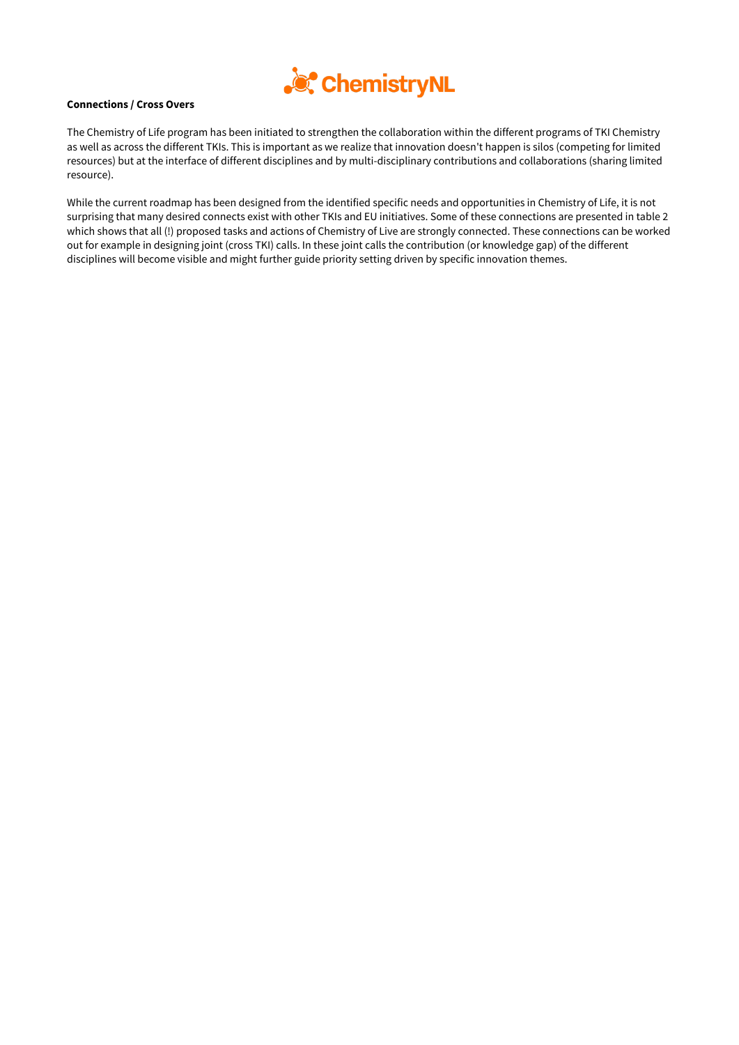**Connections / Cross Overs**

The Chemistry of Life program has been initiated to strengthen the collaboration within the different programs of TKI Chemistry as well as across the different TKIs. This is important as we realize that innovation doesn't happen is silos (competing for limited resources) but at the interface of different disciplines and by multi-disciplinary contributions and collaborations (sharing limited resource).

While the current roadmap has been designed from the identified specific needs and opportunities in Chemistry of Life, it is not surprising that many desired connects exist with other TKIs and EU initiatives. Some of these connections are presented in table 2 which shows that all (!) proposed tasks and actions of Chemistry of Live are strongly connected. These connections can be worked out for example in designing joint (cross TKI) calls. In these joint calls the contribution (or knowledge gap) of the different disciplines will become visible and might further guide priority setting driven by specific innovation themes.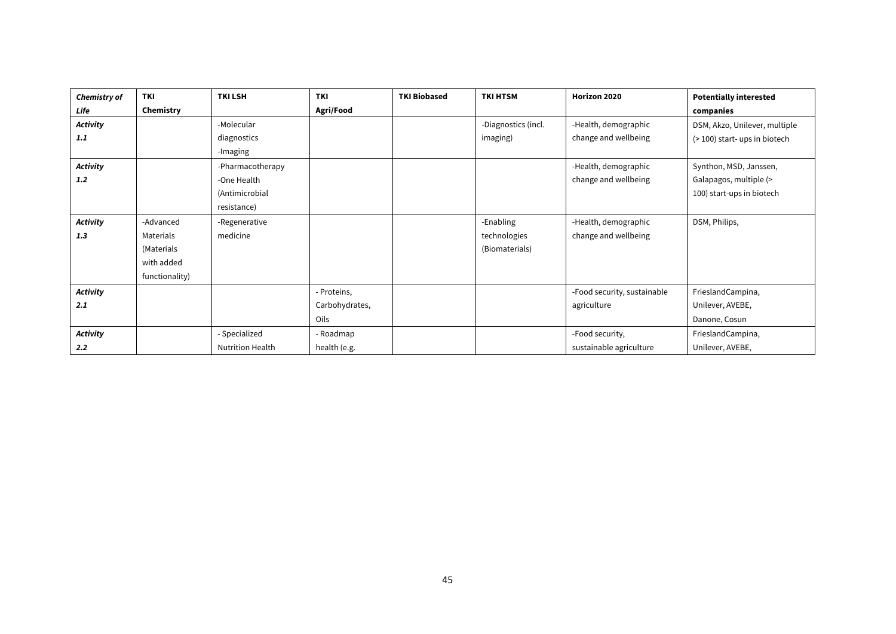| *Chemistry of Life* | **TKI Chemistry** | **TKI LSH** | **TKI Agri/Food** | **TKI Biobased** | **TKI HTSM** | **Horizon 2020** | **Potentially interested companies** |
|---|---|---|---|---|---|---|---|
| ***Activity 1.1*** | | -Molecular diagnostics<br>-Imaging | | | -Diagnostics (incl. imaging) | -Health, demographic change and wellbeing | DSM, Akzo, Unilever, multiple (> 100) start- ups in biotech |
| ***Activity 1.2*** | | -Pharmacotherapy<br>-One Health (Antimicrobial resistance) | | | | -Health, demographic change and wellbeing | Synthon, MSD, Janssen, Galapagos, multiple (> 100) start-ups in biotech |
| ***Activity 1.3*** | -Advanced Materials (Materials with added functionality) | -Regenerative medicine | | | -Enabling technologies (Biomaterials) | -Health, demographic change and wellbeing | DSM, Philips, |
| ***Activity 2.1*** | | | - Proteins, Carbohydrates, Oils | | | -Food security, sustainable agriculture | FrieslandCampina, Unilever, AVEBE, Danone, Cosun |
| ***Activity 2.2*** | | - Specialized Nutrition Health | - Roadmap health (e.g. | | | -Food security, sustainable agriculture | FrieslandCampina, Unilever, AVEBE, |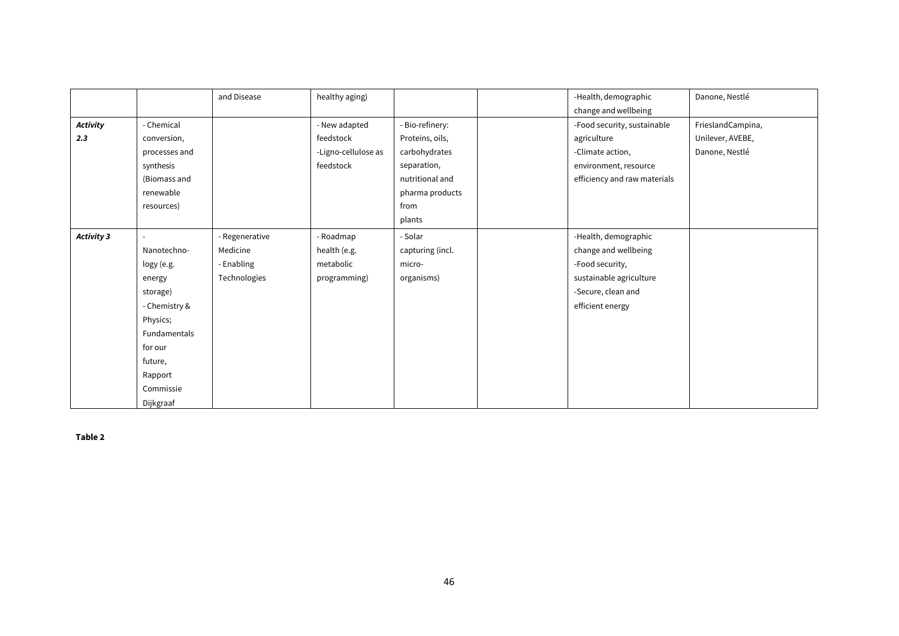| | | and Disease | healthy aging) | | | -Health, demographic change and wellbeing | Danone, Nestlé |
|---|---|---|---|---|---|---|---|
| ***Activity 2.3*** | - Chemical conversion, processes and synthesis (Biomass and renewable resources) | | - New adapted feedstock -Ligno-cellulose as feedstock | - Bio-refinery: Proteins, oils, carbohydrates separation, nutritional and pharma products from plants | | -Food security, sustainable agriculture -Climate action, environment, resource efficiency and raw materials | FrieslandCampina, Unilever, AVEBE, Danone, Nestlé |
| ***Activity 3*** | - Nanotechno-logy (e.g. energy storage) - Chemistry & Physics; Fundamentals for our future, Rapport Commissie Dijkgraaf | - Regenerative Medicine - Enabling Technologies | - Roadmap health (e.g. metabolic programming) | - Solar capturing (incl. micro-organisms) | | -Health, demographic change and wellbeing -Food security, sustainable agriculture -Secure, clean and efficient energy | |

**Table 2**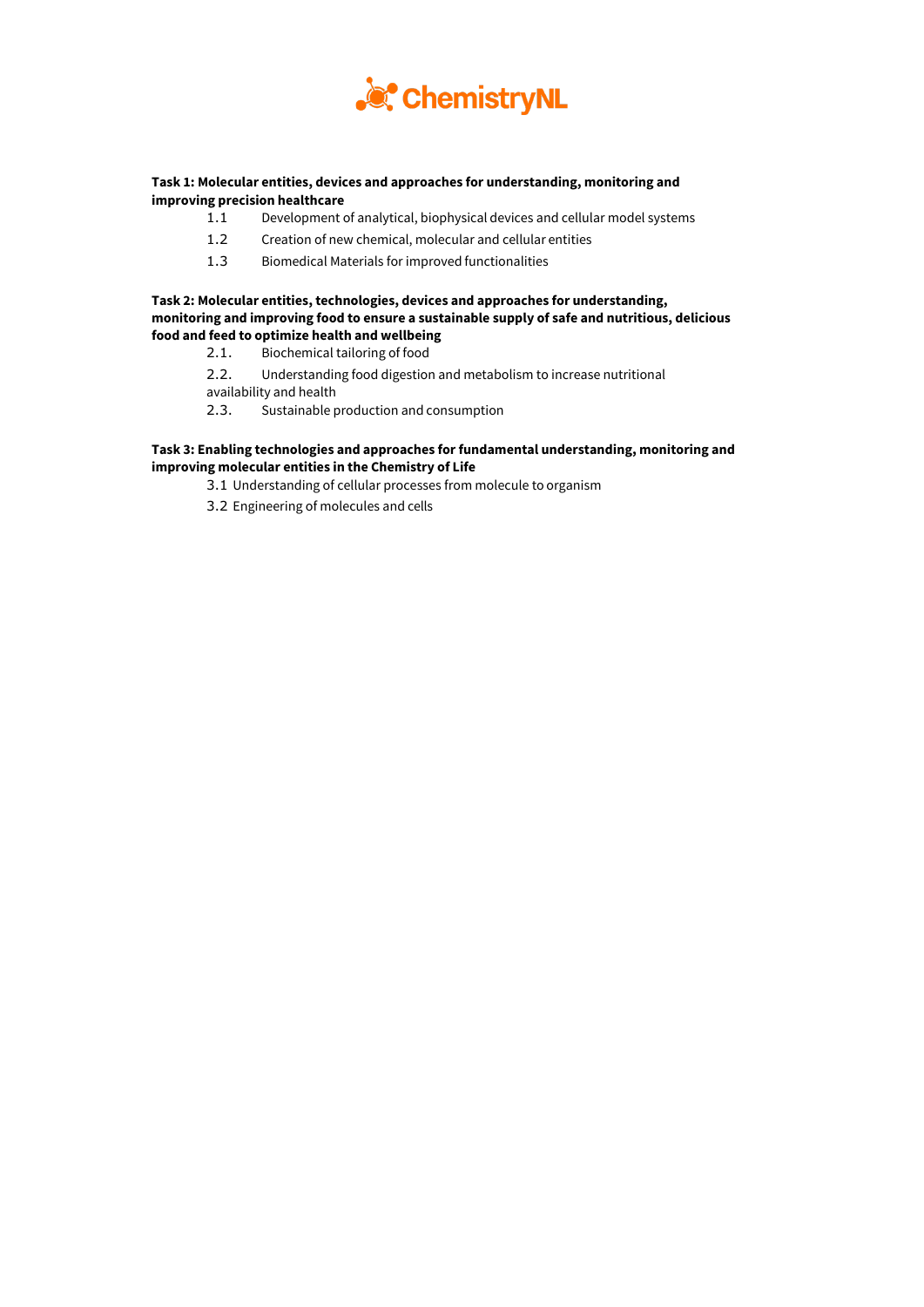**Task 1: Molecular entities, devices and approaches for understanding, monitoring and improving precision healthcare**

1.1 Development of analytical, biophysical devices and cellular model systems

1.2 Creation of new chemical, molecular and cellular entities

1.3 Biomedical Materials for improved functionalities

**Task 2: Molecular entities, technologies, devices and approaches for understanding, monitoring and improving food to ensure a sustainable supply of safe and nutritious, delicious food and feed to optimize health and wellbeing**

2.1. Biochemical tailoring of food

2.2. Understanding food digestion and metabolism to increase nutritional availability and health

2.3. Sustainable production and consumption

**Task 3: Enabling technologies and approaches for fundamental understanding, monitoring and improving molecular entities in the Chemistry of Life**

3.1 Understanding of cellular processes from molecule to organism

3.2 Engineering of molecules and cells